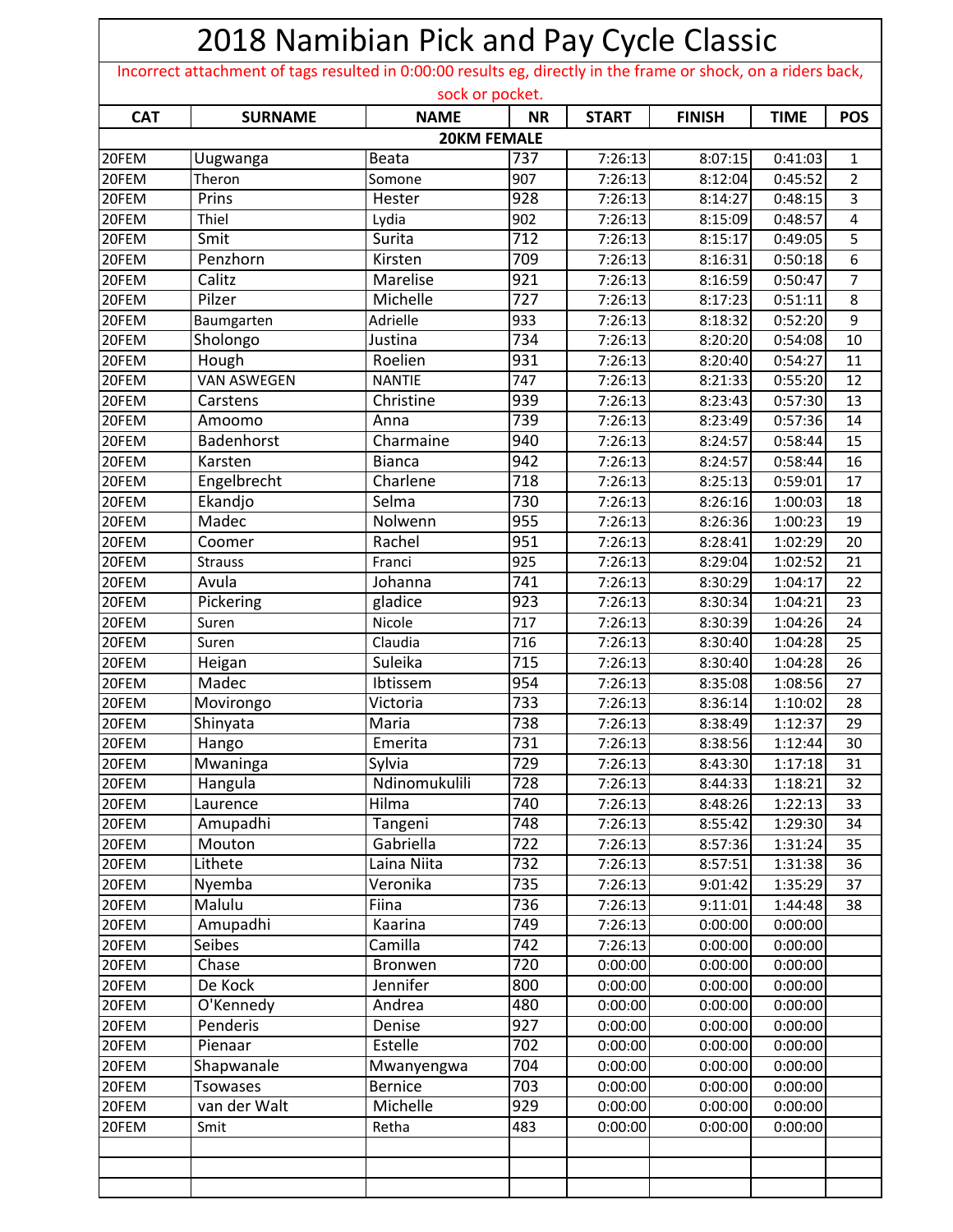# 2018 Namibian Pick and Pay Cycle Classic

Incorrect attachment of tags resulted in 0:00:00 results eg, directly in the frame or shock, on a riders back, sock or pocket.

| CAT | SURNAME | NAME | NR | START | FINISH | TIME | POS |
|---|---|---|---|---|---|---|---|
| | | **20KM FEMALE** | | | | | |
| 20FEM | Uugwanga | Beata | 737 | 7:26:13 | 8:07:15 | 0:41:03 | 1 |
| 20FEM | Theron | Somone | 907 | 7:26:13 | 8:12:04 | 0:45:52 | 2 |
| 20FEM | Prins | Hester | 928 | 7:26:13 | 8:14:27 | 0:48:15 | 3 |
| 20FEM | Thiel | Lydia | 902 | 7:26:13 | 8:15:09 | 0:48:57 | 4 |
| 20FEM | Smit | Surita | 712 | 7:26:13 | 8:15:17 | 0:49:05 | 5 |
| 20FEM | Penzhorn | Kirsten | 709 | 7:26:13 | 8:16:31 | 0:50:18 | 6 |
| 20FEM | Calitz | Marelise | 921 | 7:26:13 | 8:16:59 | 0:50:47 | 7 |
| 20FEM | Pilzer | Michelle | 727 | 7:26:13 | 8:17:23 | 0:51:11 | 8 |
| 20FEM | Baumgarten | Adrielle | 933 | 7:26:13 | 8:18:32 | 0:52:20 | 9 |
| 20FEM | Sholongo | Justina | 734 | 7:26:13 | 8:20:20 | 0:54:08 | 10 |
| 20FEM | Hough | Roelien | 931 | 7:26:13 | 8:20:40 | 0:54:27 | 11 |
| 20FEM | VAN ASWEGEN | NANTIE | 747 | 7:26:13 | 8:21:33 | 0:55:20 | 12 |
| 20FEM | Carstens | Christine | 939 | 7:26:13 | 8:23:43 | 0:57:30 | 13 |
| 20FEM | Amoomo | Anna | 739 | 7:26:13 | 8:23:49 | 0:57:36 | 14 |
| 20FEM | Badenhorst | Charmaine | 940 | 7:26:13 | 8:24:57 | 0:58:44 | 15 |
| 20FEM | Karsten | Bianca | 942 | 7:26:13 | 8:24:57 | 0:58:44 | 16 |
| 20FEM | Engelbrecht | Charlene | 718 | 7:26:13 | 8:25:13 | 0:59:01 | 17 |
| 20FEM | Ekandjo | Selma | 730 | 7:26:13 | 8:26:16 | 1:00:03 | 18 |
| 20FEM | Madec | Nolwenn | 955 | 7:26:13 | 8:26:36 | 1:00:23 | 19 |
| 20FEM | Coomer | Rachel | 951 | 7:26:13 | 8:28:41 | 1:02:29 | 20 |
| 20FEM | Strauss | Franci | 925 | 7:26:13 | 8:29:04 | 1:02:52 | 21 |
| 20FEM | Avula | Johanna | 741 | 7:26:13 | 8:30:29 | 1:04:17 | 22 |
| 20FEM | Pickering | gladice | 923 | 7:26:13 | 8:30:34 | 1:04:21 | 23 |
| 20FEM | Suren | Nicole | 717 | 7:26:13 | 8:30:39 | 1:04:26 | 24 |
| 20FEM | Suren | Claudia | 716 | 7:26:13 | 8:30:40 | 1:04:28 | 25 |
| 20FEM | Heigan | Suleika | 715 | 7:26:13 | 8:30:40 | 1:04:28 | 26 |
| 20FEM | Madec | Ibtissem | 954 | 7:26:13 | 8:35:08 | 1:08:56 | 27 |
| 20FEM | Movirongo | Victoria | 733 | 7:26:13 | 8:36:14 | 1:10:02 | 28 |
| 20FEM | Shinyata | Maria | 738 | 7:26:13 | 8:38:49 | 1:12:37 | 29 |
| 20FEM | Hango | Emerita | 731 | 7:26:13 | 8:38:56 | 1:12:44 | 30 |
| 20FEM | Mwaninga | Sylvia | 729 | 7:26:13 | 8:43:30 | 1:17:18 | 31 |
| 20FEM | Hangula | Ndinomukulili | 728 | 7:26:13 | 8:44:33 | 1:18:21 | 32 |
| 20FEM | Laurence | Hilma | 740 | 7:26:13 | 8:48:26 | 1:22:13 | 33 |
| 20FEM | Amupadhi | Tangeni | 748 | 7:26:13 | 8:55:42 | 1:29:30 | 34 |
| 20FEM | Mouton | Gabriella | 722 | 7:26:13 | 8:57:36 | 1:31:24 | 35 |
| 20FEM | Lithete | Laina Niita | 732 | 7:26:13 | 8:57:51 | 1:31:38 | 36 |
| 20FEM | Nyemba | Veronika | 735 | 7:26:13 | 9:01:42 | 1:35:29 | 37 |
| 20FEM | Malulu | Fiina | 736 | 7:26:13 | 9:11:01 | 1:44:48 | 38 |
| 20FEM | Amupadhi | Kaarina | 749 | 7:26:13 | 0:00:00 | 0:00:00 | |
| 20FEM | Seibes | Camilla | 742 | 7:26:13 | 0:00:00 | 0:00:00 | |
| 20FEM | Chase | Bronwen | 720 | 0:00:00 | 0:00:00 | 0:00:00 | |
| 20FEM | De Kock | Jennifer | 800 | 0:00:00 | 0:00:00 | 0:00:00 | |
| 20FEM | O'Kennedy | Andrea | 480 | 0:00:00 | 0:00:00 | 0:00:00 | |
| 20FEM | Penderis | Denise | 927 | 0:00:00 | 0:00:00 | 0:00:00 | |
| 20FEM | Pienaar | Estelle | 702 | 0:00:00 | 0:00:00 | 0:00:00 | |
| 20FEM | Shapwanale | Mwanyengwa | 704 | 0:00:00 | 0:00:00 | 0:00:00 | |
| 20FEM | Tsowases | Bernice | 703 | 0:00:00 | 0:00:00 | 0:00:00 | |
| 20FEM | van der Walt | Michelle | 929 | 0:00:00 | 0:00:00 | 0:00:00 | |
| 20FEM | Smit | Retha | 483 | 0:00:00 | 0:00:00 | 0:00:00 | |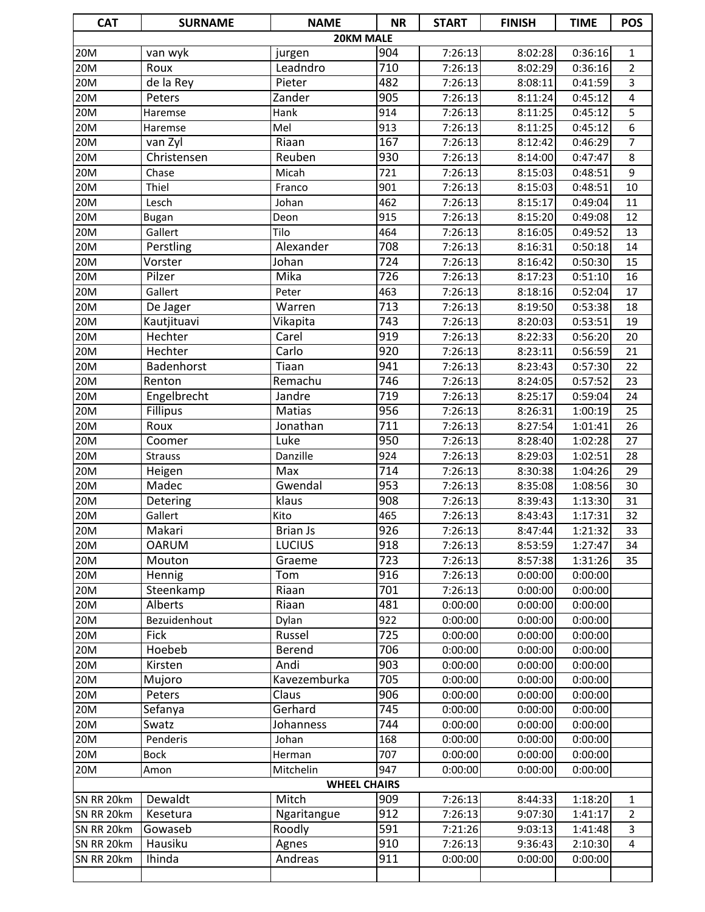| CAT | SURNAME | NAME | NR | START | FINISH | TIME | POS |
|---|---|---|---|---|---|---|---|
| **20KM MALE** | | | | | | | |
| 20M | van wyk | jurgen | 904 | 7:26:13 | 8:02:28 | 0:36:16 | 1 |
| 20M | Roux | Leadndro | 710 | 7:26:13 | 8:02:29 | 0:36:16 | 2 |
| 20M | de la Rey | Pieter | 482 | 7:26:13 | 8:08:11 | 0:41:59 | 3 |
| 20M | Peters | Zander | 905 | 7:26:13 | 8:11:24 | 0:45:12 | 4 |
| 20M | Haremse | Hank | 914 | 7:26:13 | 8:11:25 | 0:45:12 | 5 |
| 20M | Haremse | Mel | 913 | 7:26:13 | 8:11:25 | 0:45:12 | 6 |
| 20M | van Zyl | Riaan | 167 | 7:26:13 | 8:12:42 | 0:46:29 | 7 |
| 20M | Christensen | Reuben | 930 | 7:26:13 | 8:14:00 | 0:47:47 | 8 |
| 20M | Chase | Micah | 721 | 7:26:13 | 8:15:03 | 0:48:51 | 9 |
| 20M | Thiel | Franco | 901 | 7:26:13 | 8:15:03 | 0:48:51 | 10 |
| 20M | Lesch | Johan | 462 | 7:26:13 | 8:15:17 | 0:49:04 | 11 |
| 20M | Bugan | Deon | 915 | 7:26:13 | 8:15:20 | 0:49:08 | 12 |
| 20M | Gallert | Tilo | 464 | 7:26:13 | 8:16:05 | 0:49:52 | 13 |
| 20M | Perstling | Alexander | 708 | 7:26:13 | 8:16:31 | 0:50:18 | 14 |
| 20M | Vorster | Johan | 724 | 7:26:13 | 8:16:42 | 0:50:30 | 15 |
| 20M | Pilzer | Mika | 726 | 7:26:13 | 8:17:23 | 0:51:10 | 16 |
| 20M | Gallert | Peter | 463 | 7:26:13 | 8:18:16 | 0:52:04 | 17 |
| 20M | De Jager | Warren | 713 | 7:26:13 | 8:19:50 | 0:53:38 | 18 |
| 20M | Kautjituavi | Vikapita | 743 | 7:26:13 | 8:20:03 | 0:53:51 | 19 |
| 20M | Hechter | Carel | 919 | 7:26:13 | 8:22:33 | 0:56:20 | 20 |
| 20M | Hechter | Carlo | 920 | 7:26:13 | 8:23:11 | 0:56:59 | 21 |
| 20M | Badenhorst | Tiaan | 941 | 7:26:13 | 8:23:43 | 0:57:30 | 22 |
| 20M | Renton | Remachu | 746 | 7:26:13 | 8:24:05 | 0:57:52 | 23 |
| 20M | Engelbrecht | Jandre | 719 | 7:26:13 | 8:25:17 | 0:59:04 | 24 |
| 20M | Fillipus | Matias | 956 | 7:26:13 | 8:26:31 | 1:00:19 | 25 |
| 20M | Roux | Jonathan | 711 | 7:26:13 | 8:27:54 | 1:01:41 | 26 |
| 20M | Coomer | Luke | 950 | 7:26:13 | 8:28:40 | 1:02:28 | 27 |
| 20M | Strauss | Danzille | 924 | 7:26:13 | 8:29:03 | 1:02:51 | 28 |
| 20M | Heigen | Max | 714 | 7:26:13 | 8:30:38 | 1:04:26 | 29 |
| 20M | Madec | Gwendal | 953 | 7:26:13 | 8:35:08 | 1:08:56 | 30 |
| 20M | Detering | klaus | 908 | 7:26:13 | 8:39:43 | 1:13:30 | 31 |
| 20M | Gallert | Kito | 465 | 7:26:13 | 8:43:43 | 1:17:31 | 32 |
| 20M | Makari | Brian Js | 926 | 7:26:13 | 8:47:44 | 1:21:32 | 33 |
| 20M | OARUM | LUCIUS | 918 | 7:26:13 | 8:53:59 | 1:27:47 | 34 |
| 20M | Mouton | Graeme | 723 | 7:26:13 | 8:57:38 | 1:31:26 | 35 |
| 20M | Hennig | Tom | 916 | 7:26:13 | 0:00:00 | 0:00:00 | |
| 20M | Steenkamp | Riaan | 701 | 7:26:13 | 0:00:00 | 0:00:00 | |
| 20M | Alberts | Riaan | 481 | 0:00:00 | 0:00:00 | 0:00:00 | |
| 20M | Bezuidenhout | Dylan | 922 | 0:00:00 | 0:00:00 | 0:00:00 | |
| 20M | Fick | Russel | 725 | 0:00:00 | 0:00:00 | 0:00:00 | |
| 20M | Hoebeb | Berend | 706 | 0:00:00 | 0:00:00 | 0:00:00 | |
| 20M | Kirsten | Andi | 903 | 0:00:00 | 0:00:00 | 0:00:00 | |
| 20M | Mujoro | Kavezemburka | 705 | 0:00:00 | 0:00:00 | 0:00:00 | |
| 20M | Peters | Claus | 906 | 0:00:00 | 0:00:00 | 0:00:00 | |
| 20M | Sefanya | Gerhard | 745 | 0:00:00 | 0:00:00 | 0:00:00 | |
| 20M | Swatz | Johanness | 744 | 0:00:00 | 0:00:00 | 0:00:00 | |
| 20M | Penderis | Johan | 168 | 0:00:00 | 0:00:00 | 0:00:00 | |
| 20M | Bock | Herman | 707 | 0:00:00 | 0:00:00 | 0:00:00 | |
| 20M | Amon | Mitchelin | 947 | 0:00:00 | 0:00:00 | 0:00:00 | |
| **WHEEL CHAIRS** | | | | | | | |
| SN RR 20km | Dewaldt | Mitch | 909 | 7:26:13 | 8:44:33 | 1:18:20 | 1 |
| SN RR 20km | Kesetura | Ngaritangue | 912 | 7:26:13 | 9:07:30 | 1:41:17 | 2 |
| SN RR 20km | Gowaseb | Roodly | 591 | 7:21:26 | 9:03:13 | 1:41:48 | 3 |
| SN RR 20km | Hausiku | Agnes | 910 | 7:26:13 | 9:36:43 | 2:10:30 | 4 |
| SN RR 20km | Ihinda | Andreas | 911 | 0:00:00 | 0:00:00 | 0:00:00 | |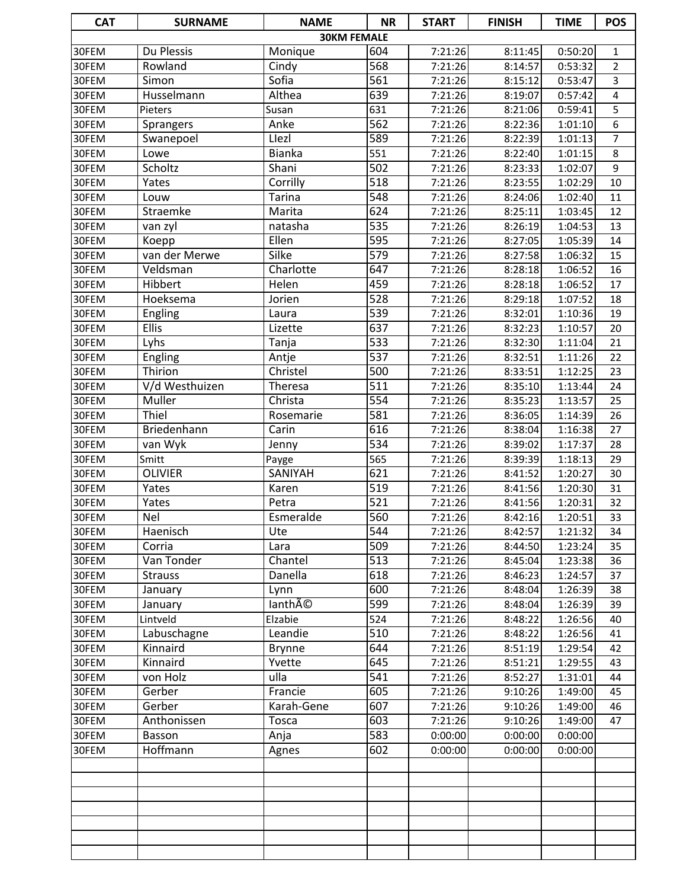| CAT | SURNAME | NAME | NR | START | FINISH | TIME | POS |
|---|---|---|---|---|---|---|---|
| | | 30KM FEMALE | | | | | |
| 30FEM | Du Plessis | Monique | 604 | 7:21:26 | 8:11:45 | 0:50:20 | 1 |
| 30FEM | Rowland | Cindy | 568 | 7:21:26 | 8:14:57 | 0:53:32 | 2 |
| 30FEM | Simon | Sofia | 561 | 7:21:26 | 8:15:12 | 0:53:47 | 3 |
| 30FEM | Husselmann | Althea | 639 | 7:21:26 | 8:19:07 | 0:57:42 | 4 |
| 30FEM | Pieters | Susan | 631 | 7:21:26 | 8:21:06 | 0:59:41 | 5 |
| 30FEM | Sprangers | Anke | 562 | 7:21:26 | 8:22:36 | 1:01:10 | 6 |
| 30FEM | Swanepoel | Llezl | 589 | 7:21:26 | 8:22:39 | 1:01:13 | 7 |
| 30FEM | Lowe | Bianka | 551 | 7:21:26 | 8:22:40 | 1:01:15 | 8 |
| 30FEM | Scholtz | Shani | 502 | 7:21:26 | 8:23:33 | 1:02:07 | 9 |
| 30FEM | Yates | Corrilly | 518 | 7:21:26 | 8:23:55 | 1:02:29 | 10 |
| 30FEM | Louw | Tarina | 548 | 7:21:26 | 8:24:06 | 1:02:40 | 11 |
| 30FEM | Straemke | Marita | 624 | 7:21:26 | 8:25:11 | 1:03:45 | 12 |
| 30FEM | van zyl | natasha | 535 | 7:21:26 | 8:26:19 | 1:04:53 | 13 |
| 30FEM | Koepp | Ellen | 595 | 7:21:26 | 8:27:05 | 1:05:39 | 14 |
| 30FEM | van der Merwe | Silke | 579 | 7:21:26 | 8:27:58 | 1:06:32 | 15 |
| 30FEM | Veldsman | Charlotte | 647 | 7:21:26 | 8:28:18 | 1:06:52 | 16 |
| 30FEM | Hibbert | Helen | 459 | 7:21:26 | 8:28:18 | 1:06:52 | 17 |
| 30FEM | Hoeksema | Jorien | 528 | 7:21:26 | 8:29:18 | 1:07:52 | 18 |
| 30FEM | Engling | Laura | 539 | 7:21:26 | 8:32:01 | 1:10:36 | 19 |
| 30FEM | Ellis | Lizette | 637 | 7:21:26 | 8:32:23 | 1:10:57 | 20 |
| 30FEM | Lyhs | Tanja | 533 | 7:21:26 | 8:32:30 | 1:11:04 | 21 |
| 30FEM | Engling | Antje | 537 | 7:21:26 | 8:32:51 | 1:11:26 | 22 |
| 30FEM | Thirion | Christel | 500 | 7:21:26 | 8:33:51 | 1:12:25 | 23 |
| 30FEM | V/d Westhuizen | Theresa | 511 | 7:21:26 | 8:35:10 | 1:13:44 | 24 |
| 30FEM | Muller | Christa | 554 | 7:21:26 | 8:35:23 | 1:13:57 | 25 |
| 30FEM | Thiel | Rosemarie | 581 | 7:21:26 | 8:36:05 | 1:14:39 | 26 |
| 30FEM | Briedenhann | Carin | 616 | 7:21:26 | 8:38:04 | 1:16:38 | 27 |
| 30FEM | van Wyk | Jenny | 534 | 7:21:26 | 8:39:02 | 1:17:37 | 28 |
| 30FEM | Smitt | Payge | 565 | 7:21:26 | 8:39:39 | 1:18:13 | 29 |
| 30FEM | OLIVIER | SANIYAH | 621 | 7:21:26 | 8:41:52 | 1:20:27 | 30 |
| 30FEM | Yates | Karen | 519 | 7:21:26 | 8:41:56 | 1:20:30 | 31 |
| 30FEM | Yates | Petra | 521 | 7:21:26 | 8:41:56 | 1:20:31 | 32 |
| 30FEM | Nel | Esmeralde | 560 | 7:21:26 | 8:42:16 | 1:20:51 | 33 |
| 30FEM | Haenisch | Ute | 544 | 7:21:26 | 8:42:57 | 1:21:32 | 34 |
| 30FEM | Corria | Lara | 509 | 7:21:26 | 8:44:50 | 1:23:24 | 35 |
| 30FEM | Van Tonder | Chantel | 513 | 7:21:26 | 8:45:04 | 1:23:38 | 36 |
| 30FEM | Strauss | Danella | 618 | 7:21:26 | 8:46:23 | 1:24:57 | 37 |
| 30FEM | January | Lynn | 600 | 7:21:26 | 8:48:04 | 1:26:39 | 38 |
| 30FEM | January | IanthÃ© | 599 | 7:21:26 | 8:48:04 | 1:26:39 | 39 |
| 30FEM | Lintveld | Elzabie | 524 | 7:21:26 | 8:48:22 | 1:26:56 | 40 |
| 30FEM | Labuschagne | Leandie | 510 | 7:21:26 | 8:48:22 | 1:26:56 | 41 |
| 30FEM | Kinnaird | Brynne | 644 | 7:21:26 | 8:51:19 | 1:29:54 | 42 |
| 30FEM | Kinnaird | Yvette | 645 | 7:21:26 | 8:51:21 | 1:29:55 | 43 |
| 30FEM | von Holz | ulla | 541 | 7:21:26 | 8:52:27 | 1:31:01 | 44 |
| 30FEM | Gerber | Francie | 605 | 7:21:26 | 9:10:26 | 1:49:00 | 45 |
| 30FEM | Gerber | Karah-Gene | 607 | 7:21:26 | 9:10:26 | 1:49:00 | 46 |
| 30FEM | Anthonissen | Tosca | 603 | 7:21:26 | 9:10:26 | 1:49:00 | 47 |
| 30FEM | Basson | Anja | 583 | 0:00:00 | 0:00:00 | 0:00:00 | |
| 30FEM | Hoffmann | Agnes | 602 | 0:00:00 | 0:00:00 | 0:00:00 | |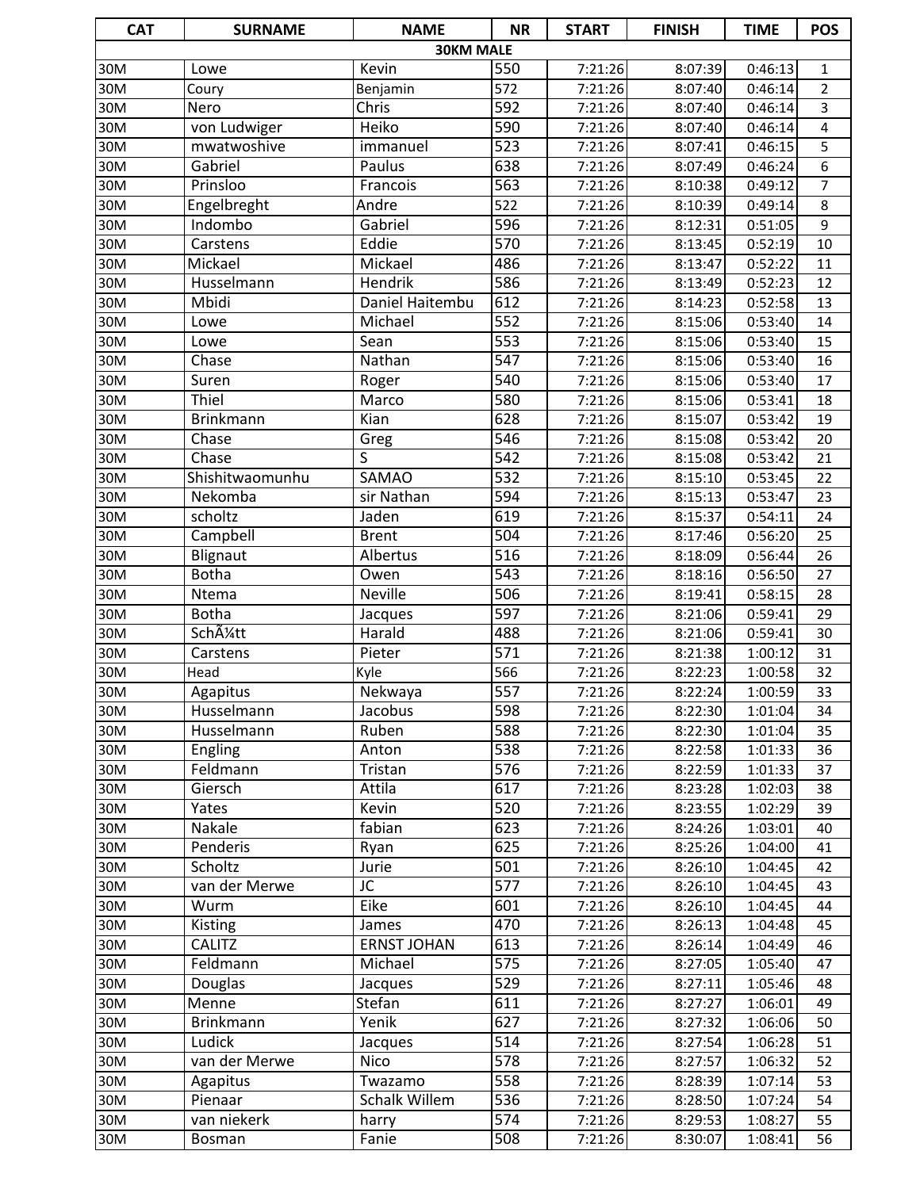| CAT | SURNAME | NAME | NR | START | FINISH | TIME | POS |
|---|---|---|---|---|---|---|---|
| **30KM MALE** | | | | | | | |
| 30M | Lowe | Kevin | 550 | 7:21:26 | 8:07:39 | 0:46:13 | 1 |
| 30M | Coury | Benjamin | 572 | 7:21:26 | 8:07:40 | 0:46:14 | 2 |
| 30M | Nero | Chris | 592 | 7:21:26 | 8:07:40 | 0:46:14 | 3 |
| 30M | von Ludwiger | Heiko | 590 | 7:21:26 | 8:07:40 | 0:46:14 | 4 |
| 30M | mwatwoshive | immanuel | 523 | 7:21:26 | 8:07:41 | 0:46:15 | 5 |
| 30M | Gabriel | Paulus | 638 | 7:21:26 | 8:07:49 | 0:46:24 | 6 |
| 30M | Prinsloo | Francois | 563 | 7:21:26 | 8:10:38 | 0:49:12 | 7 |
| 30M | Engelbreght | Andre | 522 | 7:21:26 | 8:10:39 | 0:49:14 | 8 |
| 30M | Indombo | Gabriel | 596 | 7:21:26 | 8:12:31 | 0:51:05 | 9 |
| 30M | Carstens | Eddie | 570 | 7:21:26 | 8:13:45 | 0:52:19 | 10 |
| 30M | Mickael | Mickael | 486 | 7:21:26 | 8:13:47 | 0:52:22 | 11 |
| 30M | Husselmann | Hendrik | 586 | 7:21:26 | 8:13:49 | 0:52:23 | 12 |
| 30M | Mbidi | Daniel Haitembu | 612 | 7:21:26 | 8:14:23 | 0:52:58 | 13 |
| 30M | Lowe | Michael | 552 | 7:21:26 | 8:15:06 | 0:53:40 | 14 |
| 30M | Lowe | Sean | 553 | 7:21:26 | 8:15:06 | 0:53:40 | 15 |
| 30M | Chase | Nathan | 547 | 7:21:26 | 8:15:06 | 0:53:40 | 16 |
| 30M | Suren | Roger | 540 | 7:21:26 | 8:15:06 | 0:53:40 | 17 |
| 30M | Thiel | Marco | 580 | 7:21:26 | 8:15:06 | 0:53:41 | 18 |
| 30M | Brinkmann | Kian | 628 | 7:21:26 | 8:15:07 | 0:53:42 | 19 |
| 30M | Chase | Greg | 546 | 7:21:26 | 8:15:08 | 0:53:42 | 20 |
| 30M | Chase | S | 542 | 7:21:26 | 8:15:08 | 0:53:42 | 21 |
| 30M | Shishitwaomunhu | SAMAO | 532 | 7:21:26 | 8:15:10 | 0:53:45 | 22 |
| 30M | Nekomba | sir Nathan | 594 | 7:21:26 | 8:15:13 | 0:53:47 | 23 |
| 30M | scholtz | Jaden | 619 | 7:21:26 | 8:15:37 | 0:54:11 | 24 |
| 30M | Campbell | Brent | 504 | 7:21:26 | 8:17:46 | 0:56:20 | 25 |
| 30M | Blignaut | Albertus | 516 | 7:21:26 | 8:18:09 | 0:56:44 | 26 |
| 30M | Botha | Owen | 543 | 7:21:26 | 8:18:16 | 0:56:50 | 27 |
| 30M | Ntema | Neville | 506 | 7:21:26 | 8:19:41 | 0:58:15 | 28 |
| 30M | Botha | Jacques | 597 | 7:21:26 | 8:21:06 | 0:59:41 | 29 |
| 30M | SchÃ¼tt | Harald | 488 | 7:21:26 | 8:21:06 | 0:59:41 | 30 |
| 30M | Carstens | Pieter | 571 | 7:21:26 | 8:21:38 | 1:00:12 | 31 |
| 30M | Head | Kyle | 566 | 7:21:26 | 8:22:23 | 1:00:58 | 32 |
| 30M | Agapitus | Nekwaya | 557 | 7:21:26 | 8:22:24 | 1:00:59 | 33 |
| 30M | Husselmann | Jacobus | 598 | 7:21:26 | 8:22:30 | 1:01:04 | 34 |
| 30M | Husselmann | Ruben | 588 | 7:21:26 | 8:22:30 | 1:01:04 | 35 |
| 30M | Engling | Anton | 538 | 7:21:26 | 8:22:58 | 1:01:33 | 36 |
| 30M | Feldmann | Tristan | 576 | 7:21:26 | 8:22:59 | 1:01:33 | 37 |
| 30M | Giersch | Attila | 617 | 7:21:26 | 8:23:28 | 1:02:03 | 38 |
| 30M | Yates | Kevin | 520 | 7:21:26 | 8:23:55 | 1:02:29 | 39 |
| 30M | Nakale | fabian | 623 | 7:21:26 | 8:24:26 | 1:03:01 | 40 |
| 30M | Penderis | Ryan | 625 | 7:21:26 | 8:25:26 | 1:04:00 | 41 |
| 30M | Scholtz | Jurie | 501 | 7:21:26 | 8:26:10 | 1:04:45 | 42 |
| 30M | van der Merwe | JC | 577 | 7:21:26 | 8:26:10 | 1:04:45 | 43 |
| 30M | Wurm | Eike | 601 | 7:21:26 | 8:26:10 | 1:04:45 | 44 |
| 30M | Kisting | James | 470 | 7:21:26 | 8:26:13 | 1:04:48 | 45 |
| 30M | CALITZ | ERNST JOHAN | 613 | 7:21:26 | 8:26:14 | 1:04:49 | 46 |
| 30M | Feldmann | Michael | 575 | 7:21:26 | 8:27:05 | 1:05:40 | 47 |
| 30M | Douglas | Jacques | 529 | 7:21:26 | 8:27:11 | 1:05:46 | 48 |
| 30M | Menne | Stefan | 611 | 7:21:26 | 8:27:27 | 1:06:01 | 49 |
| 30M | Brinkmann | Yenik | 627 | 7:21:26 | 8:27:32 | 1:06:06 | 50 |
| 30M | Ludick | Jacques | 514 | 7:21:26 | 8:27:54 | 1:06:28 | 51 |
| 30M | van der Merwe | Nico | 578 | 7:21:26 | 8:27:57 | 1:06:32 | 52 |
| 30M | Agapitus | Twazamo | 558 | 7:21:26 | 8:28:39 | 1:07:14 | 53 |
| 30M | Pienaar | Schalk Willem | 536 | 7:21:26 | 8:28:50 | 1:07:24 | 54 |
| 30M | van niekerk | harry | 574 | 7:21:26 | 8:29:53 | 1:08:27 | 55 |
| 30M | Bosman | Fanie | 508 | 7:21:26 | 8:30:07 | 1:08:41 | 56 |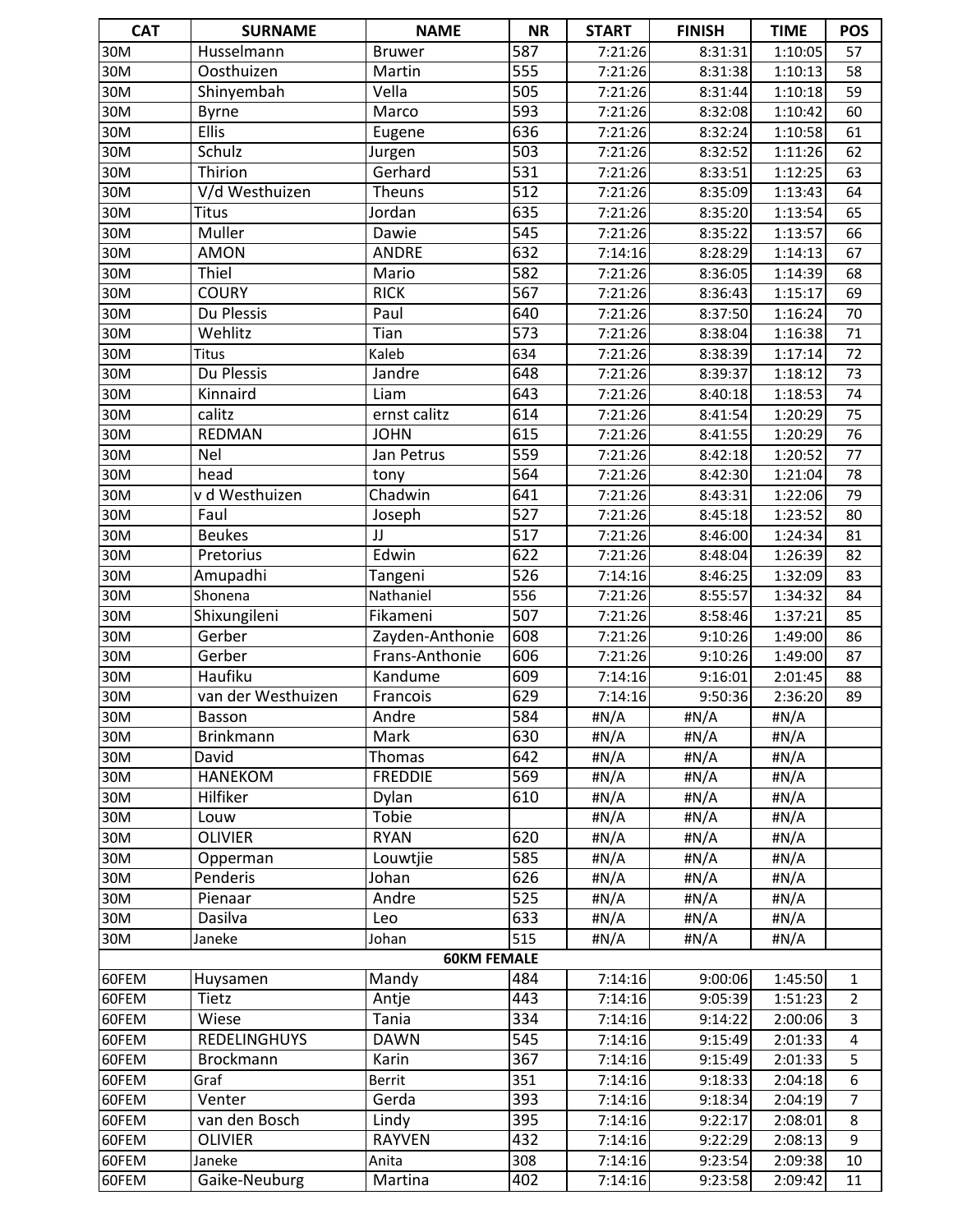| CAT | SURNAME | NAME | NR | START | FINISH | TIME | POS |
|---|---|---|---|---|---|---|---|
| 30M | Husselmann | Bruwer | 587 | 7:21:26 | 8:31:31 | 1:10:05 | 57 |
| 30M | Oosthuizen | Martin | 555 | 7:21:26 | 8:31:38 | 1:10:13 | 58 |
| 30M | Shinyembah | Vella | 505 | 7:21:26 | 8:31:44 | 1:10:18 | 59 |
| 30M | Byrne | Marco | 593 | 7:21:26 | 8:32:08 | 1:10:42 | 60 |
| 30M | Ellis | Eugene | 636 | 7:21:26 | 8:32:24 | 1:10:58 | 61 |
| 30M | Schulz | Jurgen | 503 | 7:21:26 | 8:32:52 | 1:11:26 | 62 |
| 30M | Thirion | Gerhard | 531 | 7:21:26 | 8:33:51 | 1:12:25 | 63 |
| 30M | V/d Westhuizen | Theuns | 512 | 7:21:26 | 8:35:09 | 1:13:43 | 64 |
| 30M | Titus | Jordan | 635 | 7:21:26 | 8:35:20 | 1:13:54 | 65 |
| 30M | Muller | Dawie | 545 | 7:21:26 | 8:35:22 | 1:13:57 | 66 |
| 30M | AMON | ANDRE | 632 | 7:14:16 | 8:28:29 | 1:14:13 | 67 |
| 30M | Thiel | Mario | 582 | 7:21:26 | 8:36:05 | 1:14:39 | 68 |
| 30M | COURY | RICK | 567 | 7:21:26 | 8:36:43 | 1:15:17 | 69 |
| 30M | Du Plessis | Paul | 640 | 7:21:26 | 8:37:50 | 1:16:24 | 70 |
| 30M | Wehlitz | Tian | 573 | 7:21:26 | 8:38:04 | 1:16:38 | 71 |
| 30M | Titus | Kaleb | 634 | 7:21:26 | 8:38:39 | 1:17:14 | 72 |
| 30M | Du Plessis | Jandre | 648 | 7:21:26 | 8:39:37 | 1:18:12 | 73 |
| 30M | Kinnaird | Liam | 643 | 7:21:26 | 8:40:18 | 1:18:53 | 74 |
| 30M | calitz | ernst calitz | 614 | 7:21:26 | 8:41:54 | 1:20:29 | 75 |
| 30M | REDMAN | JOHN | 615 | 7:21:26 | 8:41:55 | 1:20:29 | 76 |
| 30M | Nel | Jan Petrus | 559 | 7:21:26 | 8:42:18 | 1:20:52 | 77 |
| 30M | head | tony | 564 | 7:21:26 | 8:42:30 | 1:21:04 | 78 |
| 30M | v d Westhuizen | Chadwin | 641 | 7:21:26 | 8:43:31 | 1:22:06 | 79 |
| 30M | Faul | Joseph | 527 | 7:21:26 | 8:45:18 | 1:23:52 | 80 |
| 30M | Beukes | JJ | 517 | 7:21:26 | 8:46:00 | 1:24:34 | 81 |
| 30M | Pretorius | Edwin | 622 | 7:21:26 | 8:48:04 | 1:26:39 | 82 |
| 30M | Amupadhi | Tangeni | 526 | 7:14:16 | 8:46:25 | 1:32:09 | 83 |
| 30M | Shonena | Nathaniel | 556 | 7:21:26 | 8:55:57 | 1:34:32 | 84 |
| 30M | Shixungileni | Fikameni | 507 | 7:21:26 | 8:58:46 | 1:37:21 | 85 |
| 30M | Gerber | Zayden-Anthonie | 608 | 7:21:26 | 9:10:26 | 1:49:00 | 86 |
| 30M | Gerber | Frans-Anthonie | 606 | 7:21:26 | 9:10:26 | 1:49:00 | 87 |
| 30M | Haufiku | Kandume | 609 | 7:14:16 | 9:16:01 | 2:01:45 | 88 |
| 30M | van der Westhuizen | Francois | 629 | 7:14:16 | 9:50:36 | 2:36:20 | 89 |
| 30M | Basson | Andre | 584 | #N/A | #N/A | #N/A | |
| 30M | Brinkmann | Mark | 630 | #N/A | #N/A | #N/A | |
| 30M | David | Thomas | 642 | #N/A | #N/A | #N/A | |
| 30M | HANEKOM | FREDDIE | 569 | #N/A | #N/A | #N/A | |
| 30M | Hilfiker | Dylan | 610 | #N/A | #N/A | #N/A | |
| 30M | Louw | Tobie | | #N/A | #N/A | #N/A | |
| 30M | OLIVIER | RYAN | 620 | #N/A | #N/A | #N/A | |
| 30M | Opperman | Louwtjie | 585 | #N/A | #N/A | #N/A | |
| 30M | Penderis | Johan | 626 | #N/A | #N/A | #N/A | |
| 30M | Pienaar | Andre | 525 | #N/A | #N/A | #N/A | |
| 30M | Dasilva | Leo | 633 | #N/A | #N/A | #N/A | |
| 30M | Janeke | Johan | 515 | #N/A | #N/A | #N/A | |
| | | **60KM FEMALE** | | | | | |
| 60FEM | Huysamen | Mandy | 484 | 7:14:16 | 9:00:06 | 1:45:50 | 1 |
| 60FEM | Tietz | Antje | 443 | 7:14:16 | 9:05:39 | 1:51:23 | 2 |
| 60FEM | Wiese | Tania | 334 | 7:14:16 | 9:14:22 | 2:00:06 | 3 |
| 60FEM | REDELINGHUYS | DAWN | 545 | 7:14:16 | 9:15:49 | 2:01:33 | 4 |
| 60FEM | Brockmann | Karin | 367 | 7:14:16 | 9:15:49 | 2:01:33 | 5 |
| 60FEM | Graf | Berrit | 351 | 7:14:16 | 9:18:33 | 2:04:18 | 6 |
| 60FEM | Venter | Gerda | 393 | 7:14:16 | 9:18:34 | 2:04:19 | 7 |
| 60FEM | van den Bosch | Lindy | 395 | 7:14:16 | 9:22:17 | 2:08:01 | 8 |
| 60FEM | OLIVIER | RAYVEN | 432 | 7:14:16 | 9:22:29 | 2:08:13 | 9 |
| 60FEM | Janeke | Anita | 308 | 7:14:16 | 9:23:54 | 2:09:38 | 10 |
| 60FEM | Gaike-Neuburg | Martina | 402 | 7:14:16 | 9:23:58 | 2:09:42 | 11 |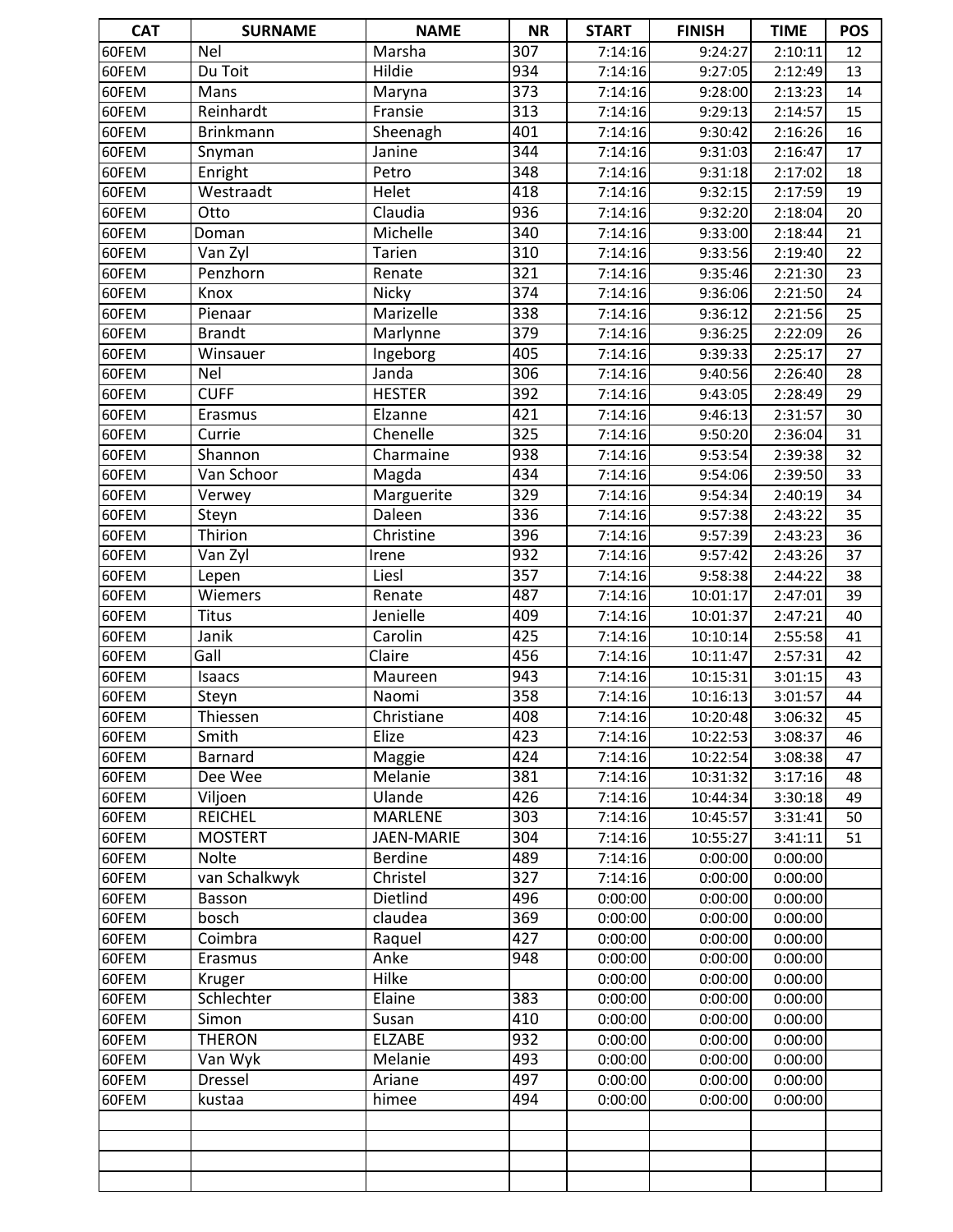| CAT | SURNAME | NAME | NR | START | FINISH | TIME | POS |
|---|---|---|---|---|---|---|---|
| 60FEM | Nel | Marsha | 307 | 7:14:16 | 9:24:27 | 2:10:11 | 12 |
| 60FEM | Du Toit | Hildie | 934 | 7:14:16 | 9:27:05 | 2:12:49 | 13 |
| 60FEM | Mans | Maryna | 373 | 7:14:16 | 9:28:00 | 2:13:23 | 14 |
| 60FEM | Reinhardt | Fransie | 313 | 7:14:16 | 9:29:13 | 2:14:57 | 15 |
| 60FEM | Brinkmann | Sheenagh | 401 | 7:14:16 | 9:30:42 | 2:16:26 | 16 |
| 60FEM | Snyman | Janine | 344 | 7:14:16 | 9:31:03 | 2:16:47 | 17 |
| 60FEM | Enright | Petro | 348 | 7:14:16 | 9:31:18 | 2:17:02 | 18 |
| 60FEM | Westraadt | Helet | 418 | 7:14:16 | 9:32:15 | 2:17:59 | 19 |
| 60FEM | Otto | Claudia | 936 | 7:14:16 | 9:32:20 | 2:18:04 | 20 |
| 60FEM | Doman | Michelle | 340 | 7:14:16 | 9:33:00 | 2:18:44 | 21 |
| 60FEM | Van Zyl | Tarien | 310 | 7:14:16 | 9:33:56 | 2:19:40 | 22 |
| 60FEM | Penzhorn | Renate | 321 | 7:14:16 | 9:35:46 | 2:21:30 | 23 |
| 60FEM | Knox | Nicky | 374 | 7:14:16 | 9:36:06 | 2:21:50 | 24 |
| 60FEM | Pienaar | Marizelle | 338 | 7:14:16 | 9:36:12 | 2:21:56 | 25 |
| 60FEM | Brandt | Marlynne | 379 | 7:14:16 | 9:36:25 | 2:22:09 | 26 |
| 60FEM | Winsauer | Ingeborg | 405 | 7:14:16 | 9:39:33 | 2:25:17 | 27 |
| 60FEM | Nel | Janda | 306 | 7:14:16 | 9:40:56 | 2:26:40 | 28 |
| 60FEM | CUFF | HESTER | 392 | 7:14:16 | 9:43:05 | 2:28:49 | 29 |
| 60FEM | Erasmus | Elzanne | 421 | 7:14:16 | 9:46:13 | 2:31:57 | 30 |
| 60FEM | Currie | Chenelle | 325 | 7:14:16 | 9:50:20 | 2:36:04 | 31 |
| 60FEM | Shannon | Charmaine | 938 | 7:14:16 | 9:53:54 | 2:39:38 | 32 |
| 60FEM | Van Schoor | Magda | 434 | 7:14:16 | 9:54:06 | 2:39:50 | 33 |
| 60FEM | Verwey | Marguerite | 329 | 7:14:16 | 9:54:34 | 2:40:19 | 34 |
| 60FEM | Steyn | Daleen | 336 | 7:14:16 | 9:57:38 | 2:43:22 | 35 |
| 60FEM | Thirion | Christine | 396 | 7:14:16 | 9:57:39 | 2:43:23 | 36 |
| 60FEM | Van Zyl | Irene | 932 | 7:14:16 | 9:57:42 | 2:43:26 | 37 |
| 60FEM | Lepen | Liesl | 357 | 7:14:16 | 9:58:38 | 2:44:22 | 38 |
| 60FEM | Wiemers | Renate | 487 | 7:14:16 | 10:01:17 | 2:47:01 | 39 |
| 60FEM | Titus | Jenielle | 409 | 7:14:16 | 10:01:37 | 2:47:21 | 40 |
| 60FEM | Janik | Carolin | 425 | 7:14:16 | 10:10:14 | 2:55:58 | 41 |
| 60FEM | Gall | Claire | 456 | 7:14:16 | 10:11:47 | 2:57:31 | 42 |
| 60FEM | Isaacs | Maureen | 943 | 7:14:16 | 10:15:31 | 3:01:15 | 43 |
| 60FEM | Steyn | Naomi | 358 | 7:14:16 | 10:16:13 | 3:01:57 | 44 |
| 60FEM | Thiessen | Christiane | 408 | 7:14:16 | 10:20:48 | 3:06:32 | 45 |
| 60FEM | Smith | Elize | 423 | 7:14:16 | 10:22:53 | 3:08:37 | 46 |
| 60FEM | Barnard | Maggie | 424 | 7:14:16 | 10:22:54 | 3:08:38 | 47 |
| 60FEM | Dee Wee | Melanie | 381 | 7:14:16 | 10:31:32 | 3:17:16 | 48 |
| 60FEM | Viljoen | Ulande | 426 | 7:14:16 | 10:44:34 | 3:30:18 | 49 |
| 60FEM | REICHEL | MARLENE | 303 | 7:14:16 | 10:45:57 | 3:31:41 | 50 |
| 60FEM | MOSTERT | JAEN-MARIE | 304 | 7:14:16 | 10:55:27 | 3:41:11 | 51 |
| 60FEM | Nolte | Berdine | 489 | 7:14:16 | 0:00:00 | 0:00:00 | |
| 60FEM | van Schalkwyk | Christel | 327 | 7:14:16 | 0:00:00 | 0:00:00 | |
| 60FEM | Basson | Dietlind | 496 | 0:00:00 | 0:00:00 | 0:00:00 | |
| 60FEM | bosch | claudea | 369 | 0:00:00 | 0:00:00 | 0:00:00 | |
| 60FEM | Coimbra | Raquel | 427 | 0:00:00 | 0:00:00 | 0:00:00 | |
| 60FEM | Erasmus | Anke | 948 | 0:00:00 | 0:00:00 | 0:00:00 | |
| 60FEM | Kruger | Hilke | | 0:00:00 | 0:00:00 | 0:00:00 | |
| 60FEM | Schlechter | Elaine | 383 | 0:00:00 | 0:00:00 | 0:00:00 | |
| 60FEM | Simon | Susan | 410 | 0:00:00 | 0:00:00 | 0:00:00 | |
| 60FEM | THERON | ELZABE | 932 | 0:00:00 | 0:00:00 | 0:00:00 | |
| 60FEM | Van Wyk | Melanie | 493 | 0:00:00 | 0:00:00 | 0:00:00 | |
| 60FEM | Dressel | Ariane | 497 | 0:00:00 | 0:00:00 | 0:00:00 | |
| 60FEM | kustaa | himee | 494 | 0:00:00 | 0:00:00 | 0:00:00 | |
| | | | | | | | |
| | | | | | | | |
| | | | | | | | |
| | | | | | | | |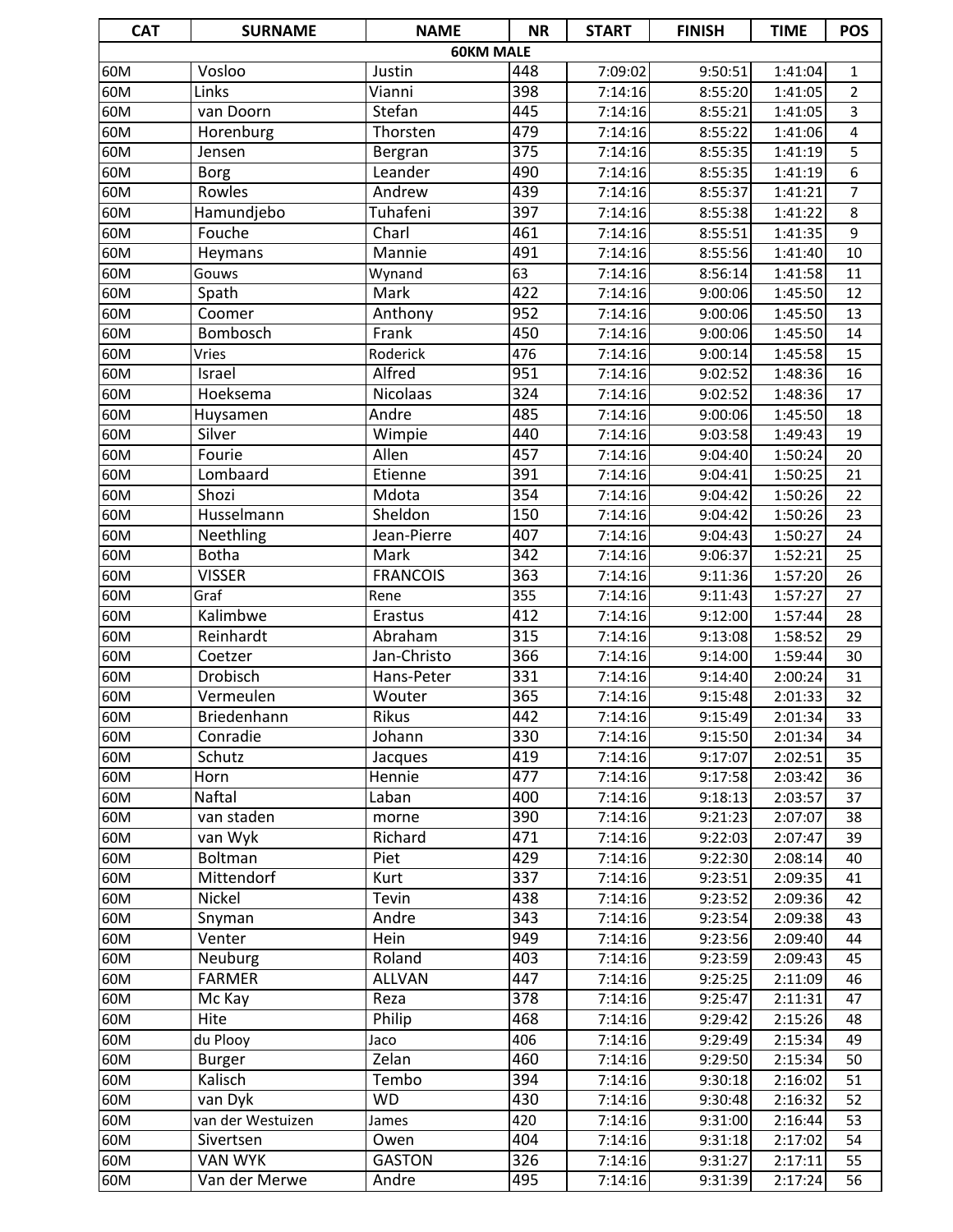| CAT | SURNAME | NAME | NR | START | FINISH | TIME | POS |
|---|---|---|---|---|---|---|---|
| | | 60KM MALE | | | | | |
| 60M | Vosloo | Justin | 448 | 7:09:02 | 9:50:51 | 1:41:04 | 1 |
| 60M | Links | Vianni | 398 | 7:14:16 | 8:55:20 | 1:41:05 | 2 |
| 60M | van Doorn | Stefan | 445 | 7:14:16 | 8:55:21 | 1:41:05 | 3 |
| 60M | Horenburg | Thorsten | 479 | 7:14:16 | 8:55:22 | 1:41:06 | 4 |
| 60M | Jensen | Bergran | 375 | 7:14:16 | 8:55:35 | 1:41:19 | 5 |
| 60M | Borg | Leander | 490 | 7:14:16 | 8:55:35 | 1:41:19 | 6 |
| 60M | Rowles | Andrew | 439 | 7:14:16 | 8:55:37 | 1:41:21 | 7 |
| 60M | Hamundjebo | Tuhafeni | 397 | 7:14:16 | 8:55:38 | 1:41:22 | 8 |
| 60M | Fouche | Charl | 461 | 7:14:16 | 8:55:51 | 1:41:35 | 9 |
| 60M | Heymans | Mannie | 491 | 7:14:16 | 8:55:56 | 1:41:40 | 10 |
| 60M | Gouws | Wynand | 63 | 7:14:16 | 8:56:14 | 1:41:58 | 11 |
| 60M | Spath | Mark | 422 | 7:14:16 | 9:00:06 | 1:45:50 | 12 |
| 60M | Coomer | Anthony | 952 | 7:14:16 | 9:00:06 | 1:45:50 | 13 |
| 60M | Bombosch | Frank | 450 | 7:14:16 | 9:00:06 | 1:45:50 | 14 |
| 60M | Vries | Roderick | 476 | 7:14:16 | 9:00:14 | 1:45:58 | 15 |
| 60M | Israel | Alfred | 951 | 7:14:16 | 9:02:52 | 1:48:36 | 16 |
| 60M | Hoeksema | Nicolaas | 324 | 7:14:16 | 9:02:52 | 1:48:36 | 17 |
| 60M | Huysamen | Andre | 485 | 7:14:16 | 9:00:06 | 1:45:50 | 18 |
| 60M | Silver | Wimpie | 440 | 7:14:16 | 9:03:58 | 1:49:43 | 19 |
| 60M | Fourie | Allen | 457 | 7:14:16 | 9:04:40 | 1:50:24 | 20 |
| 60M | Lombaard | Etienne | 391 | 7:14:16 | 9:04:41 | 1:50:25 | 21 |
| 60M | Shozi | Mdota | 354 | 7:14:16 | 9:04:42 | 1:50:26 | 22 |
| 60M | Husselmann | Sheldon | 150 | 7:14:16 | 9:04:42 | 1:50:26 | 23 |
| 60M | Neethling | Jean-Pierre | 407 | 7:14:16 | 9:04:43 | 1:50:27 | 24 |
| 60M | Botha | Mark | 342 | 7:14:16 | 9:06:37 | 1:52:21 | 25 |
| 60M | VISSER | FRANCOIS | 363 | 7:14:16 | 9:11:36 | 1:57:20 | 26 |
| 60M | Graf | Rene | 355 | 7:14:16 | 9:11:43 | 1:57:27 | 27 |
| 60M | Kalimbwe | Erastus | 412 | 7:14:16 | 9:12:00 | 1:57:44 | 28 |
| 60M | Reinhardt | Abraham | 315 | 7:14:16 | 9:13:08 | 1:58:52 | 29 |
| 60M | Coetzer | Jan-Christo | 366 | 7:14:16 | 9:14:00 | 1:59:44 | 30 |
| 60M | Drobisch | Hans-Peter | 331 | 7:14:16 | 9:14:40 | 2:00:24 | 31 |
| 60M | Vermeulen | Wouter | 365 | 7:14:16 | 9:15:48 | 2:01:33 | 32 |
| 60M | Briedenhann | Rikus | 442 | 7:14:16 | 9:15:49 | 2:01:34 | 33 |
| 60M | Conradie | Johann | 330 | 7:14:16 | 9:15:50 | 2:01:34 | 34 |
| 60M | Schutz | Jacques | 419 | 7:14:16 | 9:17:07 | 2:02:51 | 35 |
| 60M | Horn | Hennie | 477 | 7:14:16 | 9:17:58 | 2:03:42 | 36 |
| 60M | Naftal | Laban | 400 | 7:14:16 | 9:18:13 | 2:03:57 | 37 |
| 60M | van staden | morne | 390 | 7:14:16 | 9:21:23 | 2:07:07 | 38 |
| 60M | van Wyk | Richard | 471 | 7:14:16 | 9:22:03 | 2:07:47 | 39 |
| 60M | Boltman | Piet | 429 | 7:14:16 | 9:22:30 | 2:08:14 | 40 |
| 60M | Mittendorf | Kurt | 337 | 7:14:16 | 9:23:51 | 2:09:35 | 41 |
| 60M | Nickel | Tevin | 438 | 7:14:16 | 9:23:52 | 2:09:36 | 42 |
| 60M | Snyman | Andre | 343 | 7:14:16 | 9:23:54 | 2:09:38 | 43 |
| 60M | Venter | Hein | 949 | 7:14:16 | 9:23:56 | 2:09:40 | 44 |
| 60M | Neuburg | Roland | 403 | 7:14:16 | 9:23:59 | 2:09:43 | 45 |
| 60M | FARMER | ALLVAN | 447 | 7:14:16 | 9:25:25 | 2:11:09 | 46 |
| 60M | Mc Kay | Reza | 378 | 7:14:16 | 9:25:47 | 2:11:31 | 47 |
| 60M | Hite | Philip | 468 | 7:14:16 | 9:29:42 | 2:15:26 | 48 |
| 60M | du Plooy | Jaco | 406 | 7:14:16 | 9:29:49 | 2:15:34 | 49 |
| 60M | Burger | Zelan | 460 | 7:14:16 | 9:29:50 | 2:15:34 | 50 |
| 60M | Kalisch | Tembo | 394 | 7:14:16 | 9:30:18 | 2:16:02 | 51 |
| 60M | van Dyk | WD | 430 | 7:14:16 | 9:30:48 | 2:16:32 | 52 |
| 60M | van der Westuizen | James | 420 | 7:14:16 | 9:31:00 | 2:16:44 | 53 |
| 60M | Sivertsen | Owen | 404 | 7:14:16 | 9:31:18 | 2:17:02 | 54 |
| 60M | VAN WYK | GASTON | 326 | 7:14:16 | 9:31:27 | 2:17:11 | 55 |
| 60M | Van der Merwe | Andre | 495 | 7:14:16 | 9:31:39 | 2:17:24 | 56 |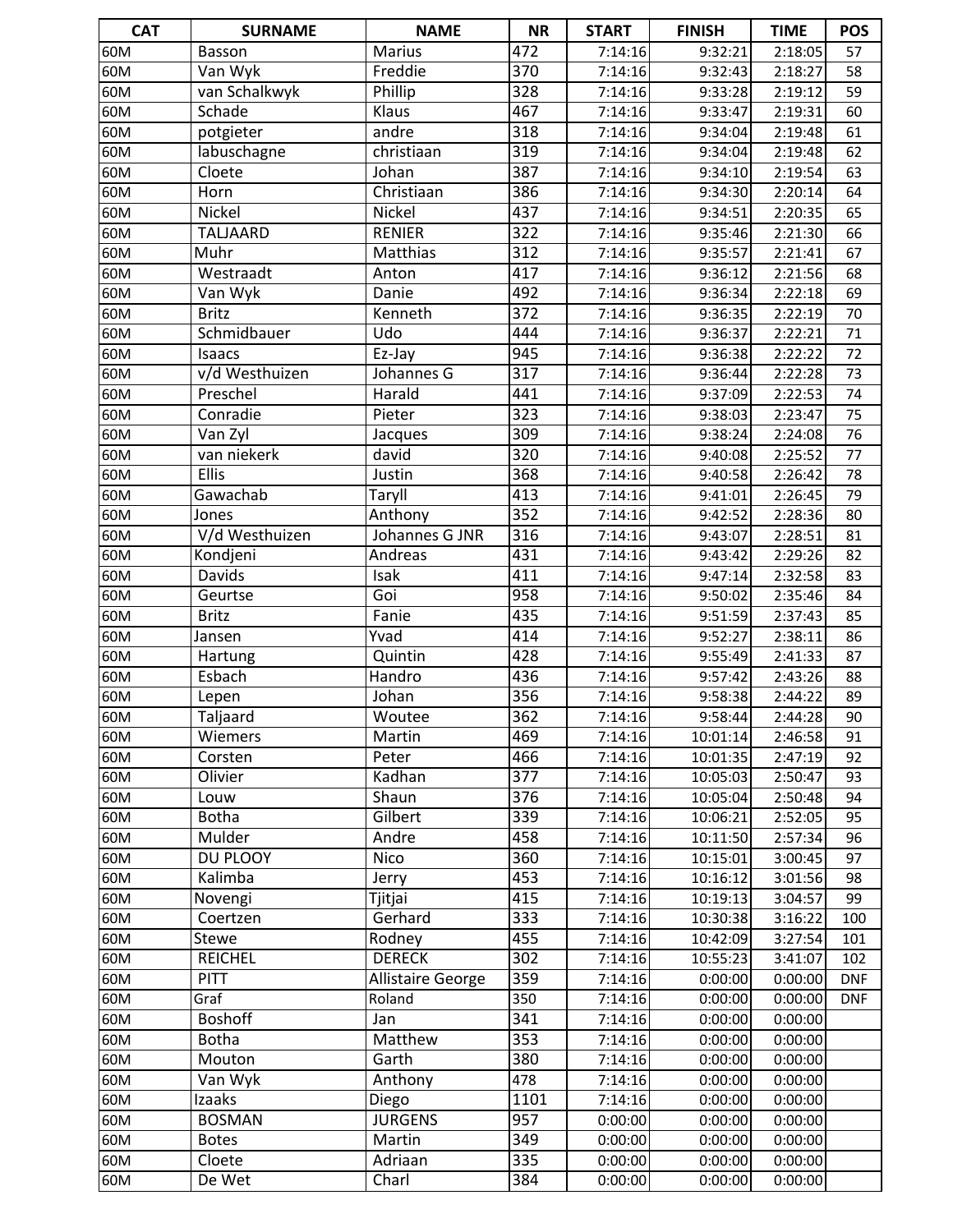| CAT | SURNAME | NAME | NR | START | FINISH | TIME | POS |
|---|---|---|---|---|---|---|---|
| 60M | Basson | Marius | 472 | 7:14:16 | 9:32:21 | 2:18:05 | 57 |
| 60M | Van Wyk | Freddie | 370 | 7:14:16 | 9:32:43 | 2:18:27 | 58 |
| 60M | van Schalkwyk | Phillip | 328 | 7:14:16 | 9:33:28 | 2:19:12 | 59 |
| 60M | Schade | Klaus | 467 | 7:14:16 | 9:33:47 | 2:19:31 | 60 |
| 60M | potgieter | andre | 318 | 7:14:16 | 9:34:04 | 2:19:48 | 61 |
| 60M | labuschagne | christiaan | 319 | 7:14:16 | 9:34:04 | 2:19:48 | 62 |
| 60M | Cloete | Johan | 387 | 7:14:16 | 9:34:10 | 2:19:54 | 63 |
| 60M | Horn | Christiaan | 386 | 7:14:16 | 9:34:30 | 2:20:14 | 64 |
| 60M | Nickel | Nickel | 437 | 7:14:16 | 9:34:51 | 2:20:35 | 65 |
| 60M | TALJAARD | RENIER | 322 | 7:14:16 | 9:35:46 | 2:21:30 | 66 |
| 60M | Muhr | Matthias | 312 | 7:14:16 | 9:35:57 | 2:21:41 | 67 |
| 60M | Westraadt | Anton | 417 | 7:14:16 | 9:36:12 | 2:21:56 | 68 |
| 60M | Van Wyk | Danie | 492 | 7:14:16 | 9:36:34 | 2:22:18 | 69 |
| 60M | Britz | Kenneth | 372 | 7:14:16 | 9:36:35 | 2:22:19 | 70 |
| 60M | Schmidbauer | Udo | 444 | 7:14:16 | 9:36:37 | 2:22:21 | 71 |
| 60M | Isaacs | Ez-Jay | 945 | 7:14:16 | 9:36:38 | 2:22:22 | 72 |
| 60M | v/d Westhuizen | Johannes G | 317 | 7:14:16 | 9:36:44 | 2:22:28 | 73 |
| 60M | Preschel | Harald | 441 | 7:14:16 | 9:37:09 | 2:22:53 | 74 |
| 60M | Conradie | Pieter | 323 | 7:14:16 | 9:38:03 | 2:23:47 | 75 |
| 60M | Van Zyl | Jacques | 309 | 7:14:16 | 9:38:24 | 2:24:08 | 76 |
| 60M | van niekerk | david | 320 | 7:14:16 | 9:40:08 | 2:25:52 | 77 |
| 60M | Ellis | Justin | 368 | 7:14:16 | 9:40:58 | 2:26:42 | 78 |
| 60M | Gawachab | Taryll | 413 | 7:14:16 | 9:41:01 | 2:26:45 | 79 |
| 60M | Jones | Anthony | 352 | 7:14:16 | 9:42:52 | 2:28:36 | 80 |
| 60M | V/d Westhuizen | Johannes G JNR | 316 | 7:14:16 | 9:43:07 | 2:28:51 | 81 |
| 60M | Kondjeni | Andreas | 431 | 7:14:16 | 9:43:42 | 2:29:26 | 82 |
| 60M | Davids | Isak | 411 | 7:14:16 | 9:47:14 | 2:32:58 | 83 |
| 60M | Geurtse | Goi | 958 | 7:14:16 | 9:50:02 | 2:35:46 | 84 |
| 60M | Britz | Fanie | 435 | 7:14:16 | 9:51:59 | 2:37:43 | 85 |
| 60M | Jansen | Yvad | 414 | 7:14:16 | 9:52:27 | 2:38:11 | 86 |
| 60M | Hartung | Quintin | 428 | 7:14:16 | 9:55:49 | 2:41:33 | 87 |
| 60M | Esbach | Handro | 436 | 7:14:16 | 9:57:42 | 2:43:26 | 88 |
| 60M | Lepen | Johan | 356 | 7:14:16 | 9:58:38 | 2:44:22 | 89 |
| 60M | Taljaard | Woutee | 362 | 7:14:16 | 9:58:44 | 2:44:28 | 90 |
| 60M | Wiemers | Martin | 469 | 7:14:16 | 10:01:14 | 2:46:58 | 91 |
| 60M | Corsten | Peter | 466 | 7:14:16 | 10:01:35 | 2:47:19 | 92 |
| 60M | Olivier | Kadhan | 377 | 7:14:16 | 10:05:03 | 2:50:47 | 93 |
| 60M | Louw | Shaun | 376 | 7:14:16 | 10:05:04 | 2:50:48 | 94 |
| 60M | Botha | Gilbert | 339 | 7:14:16 | 10:06:21 | 2:52:05 | 95 |
| 60M | Mulder | Andre | 458 | 7:14:16 | 10:11:50 | 2:57:34 | 96 |
| 60M | DU PLOOY | Nico | 360 | 7:14:16 | 10:15:01 | 3:00:45 | 97 |
| 60M | Kalimba | Jerry | 453 | 7:14:16 | 10:16:12 | 3:01:56 | 98 |
| 60M | Novengi | Tjitjai | 415 | 7:14:16 | 10:19:13 | 3:04:57 | 99 |
| 60M | Coertzen | Gerhard | 333 | 7:14:16 | 10:30:38 | 3:16:22 | 100 |
| 60M | Stewe | Rodney | 455 | 7:14:16 | 10:42:09 | 3:27:54 | 101 |
| 60M | REICHEL | DERECK | 302 | 7:14:16 | 10:55:23 | 3:41:07 | 102 |
| 60M | PITT | Allistaire George | 359 | 7:14:16 | 0:00:00 | 0:00:00 | DNF |
| 60M | Graf | Roland | 350 | 7:14:16 | 0:00:00 | 0:00:00 | DNF |
| 60M | Boshoff | Jan | 341 | 7:14:16 | 0:00:00 | 0:00:00 | |
| 60M | Botha | Matthew | 353 | 7:14:16 | 0:00:00 | 0:00:00 | |
| 60M | Mouton | Garth | 380 | 7:14:16 | 0:00:00 | 0:00:00 | |
| 60M | Van Wyk | Anthony | 478 | 7:14:16 | 0:00:00 | 0:00:00 | |
| 60M | Izaaks | Diego | 1101 | 7:14:16 | 0:00:00 | 0:00:00 | |
| 60M | BOSMAN | JURGENS | 957 | 0:00:00 | 0:00:00 | 0:00:00 | |
| 60M | Botes | Martin | 349 | 0:00:00 | 0:00:00 | 0:00:00 | |
| 60M | Cloete | Adriaan | 335 | 0:00:00 | 0:00:00 | 0:00:00 | |
| 60M | De Wet | Charl | 384 | 0:00:00 | 0:00:00 | 0:00:00 | |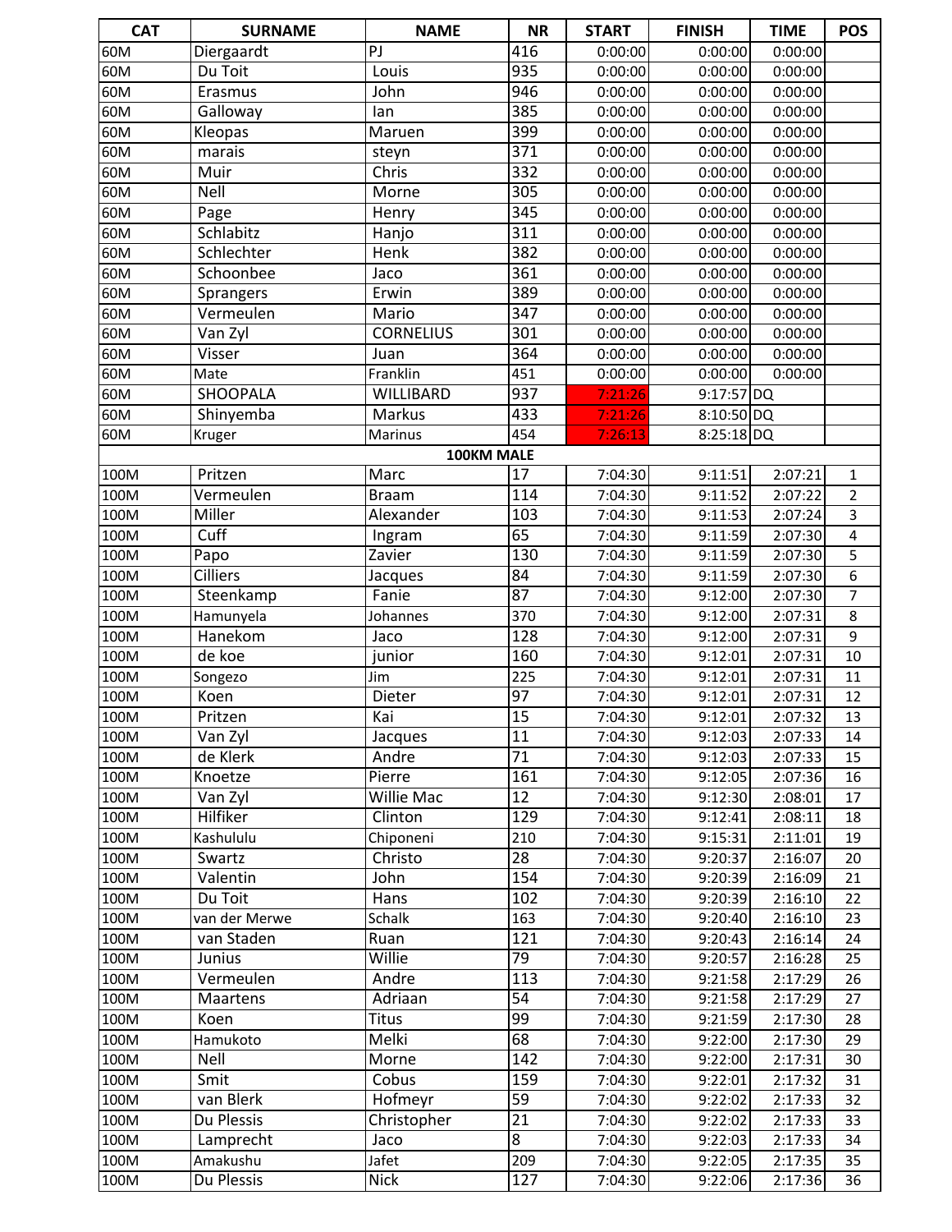| CAT | SURNAME | NAME | NR | START | FINISH | TIME | POS |
|---|---|---|---|---|---|---|---|
| 60M | Diergaardt | PJ | 416 | 0:00:00 | 0:00:00 | 0:00:00 | |
| 60M | Du Toit | Louis | 935 | 0:00:00 | 0:00:00 | 0:00:00 | |
| 60M | Erasmus | John | 946 | 0:00:00 | 0:00:00 | 0:00:00 | |
| 60M | Galloway | Ian | 385 | 0:00:00 | 0:00:00 | 0:00:00 | |
| 60M | Kleopas | Maruen | 399 | 0:00:00 | 0:00:00 | 0:00:00 | |
| 60M | marais | steyn | 371 | 0:00:00 | 0:00:00 | 0:00:00 | |
| 60M | Muir | Chris | 332 | 0:00:00 | 0:00:00 | 0:00:00 | |
| 60M | Nell | Morne | 305 | 0:00:00 | 0:00:00 | 0:00:00 | |
| 60M | Page | Henry | 345 | 0:00:00 | 0:00:00 | 0:00:00 | |
| 60M | Schlabitz | Hanjo | 311 | 0:00:00 | 0:00:00 | 0:00:00 | |
| 60M | Schlechter | Henk | 382 | 0:00:00 | 0:00:00 | 0:00:00 | |
| 60M | Schoonbee | Jaco | 361 | 0:00:00 | 0:00:00 | 0:00:00 | |
| 60M | Sprangers | Erwin | 389 | 0:00:00 | 0:00:00 | 0:00:00 | |
| 60M | Vermeulen | Mario | 347 | 0:00:00 | 0:00:00 | 0:00:00 | |
| 60M | Van Zyl | CORNELIUS | 301 | 0:00:00 | 0:00:00 | 0:00:00 | |
| 60M | Visser | Juan | 364 | 0:00:00 | 0:00:00 | 0:00:00 | |
| 60M | Mate | Franklin | 451 | 0:00:00 | 0:00:00 | 0:00:00 | |
| 60M | SHOOPALA | WILLIBARD | 937 | 7:21:26 | 9:17:57 | DQ | |
| 60M | Shinyemba | Markus | 433 | 7:21:26 | 8:10:50 | DQ | |
| 60M | Kruger | Marinus | 454 | 7:26:13 | 8:25:18 | DQ | |
| | | | **100KM MALE** | | | | |
| 100M | Pritzen | Marc | 17 | 7:04:30 | 9:11:51 | 2:07:21 | 1 |
| 100M | Vermeulen | Braam | 114 | 7:04:30 | 9:11:52 | 2:07:22 | 2 |
| 100M | Miller | Alexander | 103 | 7:04:30 | 9:11:53 | 2:07:24 | 3 |
| 100M | Cuff | Ingram | 65 | 7:04:30 | 9:11:59 | 2:07:30 | 4 |
| 100M | Papo | Zavier | 130 | 7:04:30 | 9:11:59 | 2:07:30 | 5 |
| 100M | Cilliers | Jacques | 84 | 7:04:30 | 9:11:59 | 2:07:30 | 6 |
| 100M | Steenkamp | Fanie | 87 | 7:04:30 | 9:12:00 | 2:07:30 | 7 |
| 100M | Hamunyela | Johannes | 370 | 7:04:30 | 9:12:00 | 2:07:31 | 8 |
| 100M | Hanekom | Jaco | 128 | 7:04:30 | 9:12:00 | 2:07:31 | 9 |
| 100M | de koe | junior | 160 | 7:04:30 | 9:12:01 | 2:07:31 | 10 |
| 100M | Songezo | Jim | 225 | 7:04:30 | 9:12:01 | 2:07:31 | 11 |
| 100M | Koen | Dieter | 97 | 7:04:30 | 9:12:01 | 2:07:31 | 12 |
| 100M | Pritzen | Kai | 15 | 7:04:30 | 9:12:01 | 2:07:32 | 13 |
| 100M | Van Zyl | Jacques | 11 | 7:04:30 | 9:12:03 | 2:07:33 | 14 |
| 100M | de Klerk | Andre | 71 | 7:04:30 | 9:12:03 | 2:07:33 | 15 |
| 100M | Knoetze | Pierre | 161 | 7:04:30 | 9:12:05 | 2:07:36 | 16 |
| 100M | Van Zyl | Willie Mac | 12 | 7:04:30 | 9:12:30 | 2:08:01 | 17 |
| 100M | Hilfiker | Clinton | 129 | 7:04:30 | 9:12:41 | 2:08:11 | 18 |
| 100M | Kashululu | Chiponeni | 210 | 7:04:30 | 9:15:31 | 2:11:01 | 19 |
| 100M | Swartz | Christo | 28 | 7:04:30 | 9:20:37 | 2:16:07 | 20 |
| 100M | Valentin | John | 154 | 7:04:30 | 9:20:39 | 2:16:09 | 21 |
| 100M | Du Toit | Hans | 102 | 7:04:30 | 9:20:39 | 2:16:10 | 22 |
| 100M | van der Merwe | Schalk | 163 | 7:04:30 | 9:20:40 | 2:16:10 | 23 |
| 100M | van Staden | Ruan | 121 | 7:04:30 | 9:20:43 | 2:16:14 | 24 |
| 100M | Junius | Willie | 79 | 7:04:30 | 9:20:57 | 2:16:28 | 25 |
| 100M | Vermeulen | Andre | 113 | 7:04:30 | 9:21:58 | 2:17:29 | 26 |
| 100M | Maartens | Adriaan | 54 | 7:04:30 | 9:21:58 | 2:17:29 | 27 |
| 100M | Koen | Titus | 99 | 7:04:30 | 9:21:59 | 2:17:30 | 28 |
| 100M | Hamukoto | Melki | 68 | 7:04:30 | 9:22:00 | 2:17:30 | 29 |
| 100M | Nell | Morne | 142 | 7:04:30 | 9:22:00 | 2:17:31 | 30 |
| 100M | Smit | Cobus | 159 | 7:04:30 | 9:22:01 | 2:17:32 | 31 |
| 100M | van Blerk | Hofmeyr | 59 | 7:04:30 | 9:22:02 | 2:17:33 | 32 |
| 100M | Du Plessis | Christopher | 21 | 7:04:30 | 9:22:02 | 2:17:33 | 33 |
| 100M | Lamprecht | Jaco | 8 | 7:04:30 | 9:22:03 | 2:17:33 | 34 |
| 100M | Amakushu | Jafet | 209 | 7:04:30 | 9:22:05 | 2:17:35 | 35 |
| 100M | Du Plessis | Nick | 127 | 7:04:30 | 9:22:06 | 2:17:36 | 36 |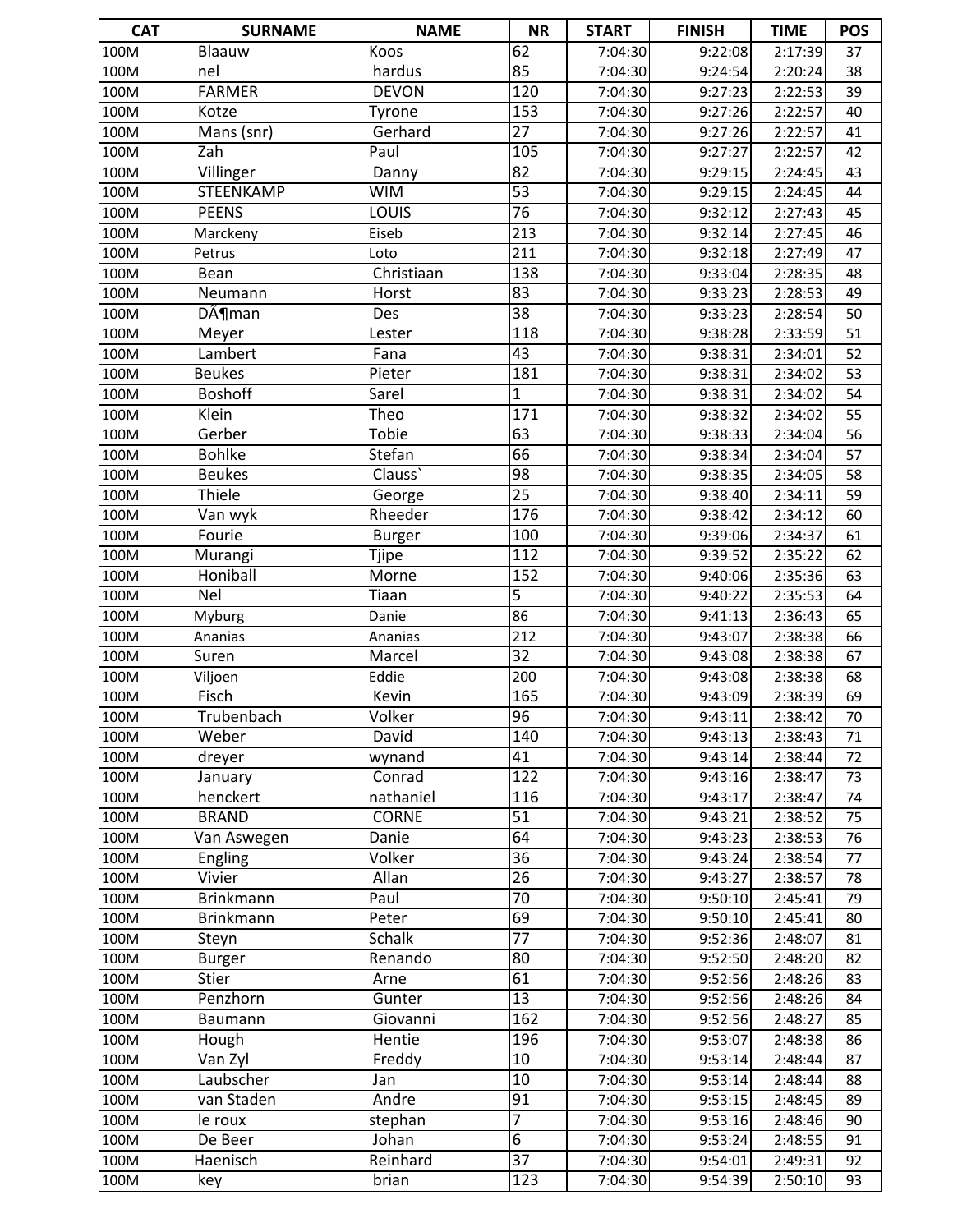| CAT | SURNAME | NAME | NR | START | FINISH | TIME | POS |
|---|---|---|---|---|---|---|---|
| 100M | Blaauw | Koos | 62 | 7:04:30 | 9:22:08 | 2:17:39 | 37 |
| 100M | nel | hardus | 85 | 7:04:30 | 9:24:54 | 2:20:24 | 38 |
| 100M | FARMER | DEVON | 120 | 7:04:30 | 9:27:23 | 2:22:53 | 39 |
| 100M | Kotze | Tyrone | 153 | 7:04:30 | 9:27:26 | 2:22:57 | 40 |
| 100M | Mans (snr) | Gerhard | 27 | 7:04:30 | 9:27:26 | 2:22:57 | 41 |
| 100M | Zah | Paul | 105 | 7:04:30 | 9:27:27 | 2:22:57 | 42 |
| 100M | Villinger | Danny | 82 | 7:04:30 | 9:29:15 | 2:24:45 | 43 |
| 100M | STEENKAMP | WIM | 53 | 7:04:30 | 9:29:15 | 2:24:45 | 44 |
| 100M | PEENS | LOUIS | 76 | 7:04:30 | 9:32:12 | 2:27:43 | 45 |
| 100M | Marckeny | Eiseb | 213 | 7:04:30 | 9:32:14 | 2:27:45 | 46 |
| 100M | Petrus | Loto | 211 | 7:04:30 | 9:32:18 | 2:27:49 | 47 |
| 100M | Bean | Christiaan | 138 | 7:04:30 | 9:33:04 | 2:28:35 | 48 |
| 100M | Neumann | Horst | 83 | 7:04:30 | 9:33:23 | 2:28:53 | 49 |
| 100M | DÃ¶man | Des | 38 | 7:04:30 | 9:33:23 | 2:28:54 | 50 |
| 100M | Meyer | Lester | 118 | 7:04:30 | 9:38:28 | 2:33:59 | 51 |
| 100M | Lambert | Fana | 43 | 7:04:30 | 9:38:31 | 2:34:01 | 52 |
| 100M | Beukes | Pieter | 181 | 7:04:30 | 9:38:31 | 2:34:02 | 53 |
| 100M | Boshoff | Sarel | 1 | 7:04:30 | 9:38:31 | 2:34:02 | 54 |
| 100M | Klein | Theo | 171 | 7:04:30 | 9:38:32 | 2:34:02 | 55 |
| 100M | Gerber | Tobie | 63 | 7:04:30 | 9:38:33 | 2:34:04 | 56 |
| 100M | Bohlke | Stefan | 66 | 7:04:30 | 9:38:34 | 2:34:04 | 57 |
| 100M | Beukes | Clauss` | 98 | 7:04:30 | 9:38:35 | 2:34:05 | 58 |
| 100M | Thiele | George | 25 | 7:04:30 | 9:38:40 | 2:34:11 | 59 |
| 100M | Van wyk | Rheeder | 176 | 7:04:30 | 9:38:42 | 2:34:12 | 60 |
| 100M | Fourie | Burger | 100 | 7:04:30 | 9:39:06 | 2:34:37 | 61 |
| 100M | Murangi | Tjipe | 112 | 7:04:30 | 9:39:52 | 2:35:22 | 62 |
| 100M | Honiball | Morne | 152 | 7:04:30 | 9:40:06 | 2:35:36 | 63 |
| 100M | Nel | Tiaan | 5 | 7:04:30 | 9:40:22 | 2:35:53 | 64 |
| 100M | Myburg | Danie | 86 | 7:04:30 | 9:41:13 | 2:36:43 | 65 |
| 100M | Ananias | Ananias | 212 | 7:04:30 | 9:43:07 | 2:38:38 | 66 |
| 100M | Suren | Marcel | 32 | 7:04:30 | 9:43:08 | 2:38:38 | 67 |
| 100M | Viljoen | Eddie | 200 | 7:04:30 | 9:43:08 | 2:38:38 | 68 |
| 100M | Fisch | Kevin | 165 | 7:04:30 | 9:43:09 | 2:38:39 | 69 |
| 100M | Trubenbach | Volker | 96 | 7:04:30 | 9:43:11 | 2:38:42 | 70 |
| 100M | Weber | David | 140 | 7:04:30 | 9:43:13 | 2:38:43 | 71 |
| 100M | dreyer | wynand | 41 | 7:04:30 | 9:43:14 | 2:38:44 | 72 |
| 100M | January | Conrad | 122 | 7:04:30 | 9:43:16 | 2:38:47 | 73 |
| 100M | henckert | nathaniel | 116 | 7:04:30 | 9:43:17 | 2:38:47 | 74 |
| 100M | BRAND | CORNE | 51 | 7:04:30 | 9:43:21 | 2:38:52 | 75 |
| 100M | Van Aswegen | Danie | 64 | 7:04:30 | 9:43:23 | 2:38:53 | 76 |
| 100M | Engling | Volker | 36 | 7:04:30 | 9:43:24 | 2:38:54 | 77 |
| 100M | Vivier | Allan | 26 | 7:04:30 | 9:43:27 | 2:38:57 | 78 |
| 100M | Brinkmann | Paul | 70 | 7:04:30 | 9:50:10 | 2:45:41 | 79 |
| 100M | Brinkmann | Peter | 69 | 7:04:30 | 9:50:10 | 2:45:41 | 80 |
| 100M | Steyn | Schalk | 77 | 7:04:30 | 9:52:36 | 2:48:07 | 81 |
| 100M | Burger | Renando | 80 | 7:04:30 | 9:52:50 | 2:48:20 | 82 |
| 100M | Stier | Arne | 61 | 7:04:30 | 9:52:56 | 2:48:26 | 83 |
| 100M | Penzhorn | Gunter | 13 | 7:04:30 | 9:52:56 | 2:48:26 | 84 |
| 100M | Baumann | Giovanni | 162 | 7:04:30 | 9:52:56 | 2:48:27 | 85 |
| 100M | Hough | Hentie | 196 | 7:04:30 | 9:53:07 | 2:48:38 | 86 |
| 100M | Van Zyl | Freddy | 10 | 7:04:30 | 9:53:14 | 2:48:44 | 87 |
| 100M | Laubscher | Jan | 10 | 7:04:30 | 9:53:14 | 2:48:44 | 88 |
| 100M | van Staden | Andre | 91 | 7:04:30 | 9:53:15 | 2:48:45 | 89 |
| 100M | le roux | stephan | 7 | 7:04:30 | 9:53:16 | 2:48:46 | 90 |
| 100M | De Beer | Johan | 6 | 7:04:30 | 9:53:24 | 2:48:55 | 91 |
| 100M | Haenisch | Reinhard | 37 | 7:04:30 | 9:54:01 | 2:49:31 | 92 |
| 100M | key | brian | 123 | 7:04:30 | 9:54:39 | 2:50:10 | 93 |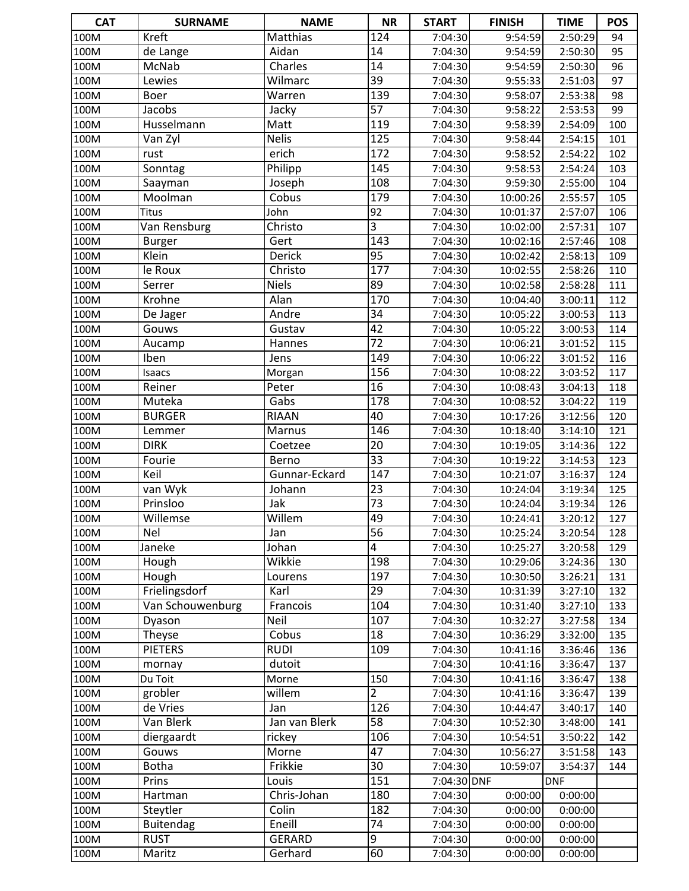| CAT | SURNAME | NAME | NR | START | FINISH | TIME | POS |
|---|---|---|---|---|---|---|---|
| 100M | Kreft | Matthias | 124 | 7:04:30 | 9:54:59 | 2:50:29 | 94 |
| 100M | de Lange | Aidan | 14 | 7:04:30 | 9:54:59 | 2:50:30 | 95 |
| 100M | McNab | Charles | 14 | 7:04:30 | 9:54:59 | 2:50:30 | 96 |
| 100M | Lewies | Wilmarc | 39 | 7:04:30 | 9:55:33 | 2:51:03 | 97 |
| 100M | Boer | Warren | 139 | 7:04:30 | 9:58:07 | 2:53:38 | 98 |
| 100M | Jacobs | Jacky | 57 | 7:04:30 | 9:58:22 | 2:53:53 | 99 |
| 100M | Husselmann | Matt | 119 | 7:04:30 | 9:58:39 | 2:54:09 | 100 |
| 100M | Van Zyl | Nelis | 125 | 7:04:30 | 9:58:44 | 2:54:15 | 101 |
| 100M | rust | erich | 172 | 7:04:30 | 9:58:52 | 2:54:22 | 102 |
| 100M | Sonntag | Philipp | 145 | 7:04:30 | 9:58:53 | 2:54:24 | 103 |
| 100M | Saayman | Joseph | 108 | 7:04:30 | 9:59:30 | 2:55:00 | 104 |
| 100M | Moolman | Cobus | 179 | 7:04:30 | 10:00:26 | 2:55:57 | 105 |
| 100M | Titus | John | 92 | 7:04:30 | 10:01:37 | 2:57:07 | 106 |
| 100M | Van Rensburg | Christo | 3 | 7:04:30 | 10:02:00 | 2:57:31 | 107 |
| 100M | Burger | Gert | 143 | 7:04:30 | 10:02:16 | 2:57:46 | 108 |
| 100M | Klein | Derick | 95 | 7:04:30 | 10:02:42 | 2:58:13 | 109 |
| 100M | le Roux | Christo | 177 | 7:04:30 | 10:02:55 | 2:58:26 | 110 |
| 100M | Serrer | Niels | 89 | 7:04:30 | 10:02:58 | 2:58:28 | 111 |
| 100M | Krohne | Alan | 170 | 7:04:30 | 10:04:40 | 3:00:11 | 112 |
| 100M | De Jager | Andre | 34 | 7:04:30 | 10:05:22 | 3:00:53 | 113 |
| 100M | Gouws | Gustav | 42 | 7:04:30 | 10:05:22 | 3:00:53 | 114 |
| 100M | Aucamp | Hannes | 72 | 7:04:30 | 10:06:21 | 3:01:52 | 115 |
| 100M | Iben | Jens | 149 | 7:04:30 | 10:06:22 | 3:01:52 | 116 |
| 100M | Isaacs | Morgan | 156 | 7:04:30 | 10:08:22 | 3:03:52 | 117 |
| 100M | Reiner | Peter | 16 | 7:04:30 | 10:08:43 | 3:04:13 | 118 |
| 100M | Muteka | Gabs | 178 | 7:04:30 | 10:08:52 | 3:04:22 | 119 |
| 100M | BURGER | RIAAN | 40 | 7:04:30 | 10:17:26 | 3:12:56 | 120 |
| 100M | Lemmer | Marnus | 146 | 7:04:30 | 10:18:40 | 3:14:10 | 121 |
| 100M | DIRK | Coetzee | 20 | 7:04:30 | 10:19:05 | 3:14:36 | 122 |
| 100M | Fourie | Berno | 33 | 7:04:30 | 10:19:22 | 3:14:53 | 123 |
| 100M | Keil | Gunnar-Eckard | 147 | 7:04:30 | 10:21:07 | 3:16:37 | 124 |
| 100M | van Wyk | Johann | 23 | 7:04:30 | 10:24:04 | 3:19:34 | 125 |
| 100M | Prinsloo | Jak | 73 | 7:04:30 | 10:24:04 | 3:19:34 | 126 |
| 100M | Willemse | Willem | 49 | 7:04:30 | 10:24:41 | 3:20:12 | 127 |
| 100M | Nel | Jan | 56 | 7:04:30 | 10:25:24 | 3:20:54 | 128 |
| 100M | Janeke | Johan | 4 | 7:04:30 | 10:25:27 | 3:20:58 | 129 |
| 100M | Hough | Wikkie | 198 | 7:04:30 | 10:29:06 | 3:24:36 | 130 |
| 100M | Hough | Lourens | 197 | 7:04:30 | 10:30:50 | 3:26:21 | 131 |
| 100M | Frielingsdorf | Karl | 29 | 7:04:30 | 10:31:39 | 3:27:10 | 132 |
| 100M | Van Schouwenburg | Francois | 104 | 7:04:30 | 10:31:40 | 3:27:10 | 133 |
| 100M | Dyason | Neil | 107 | 7:04:30 | 10:32:27 | 3:27:58 | 134 |
| 100M | Theyse | Cobus | 18 | 7:04:30 | 10:36:29 | 3:32:00 | 135 |
| 100M | PIETERS | RUDI | 109 | 7:04:30 | 10:41:16 | 3:36:46 | 136 |
| 100M | mornay | dutoit | | 7:04:30 | 10:41:16 | 3:36:47 | 137 |
| 100M | Du Toit | Morne | 150 | 7:04:30 | 10:41:16 | 3:36:47 | 138 |
| 100M | grobler | willem | 2 | 7:04:30 | 10:41:16 | 3:36:47 | 139 |
| 100M | de Vries | Jan | 126 | 7:04:30 | 10:44:47 | 3:40:17 | 140 |
| 100M | Van Blerk | Jan van Blerk | 58 | 7:04:30 | 10:52:30 | 3:48:00 | 141 |
| 100M | diergaardt | rickey | 106 | 7:04:30 | 10:54:51 | 3:50:22 | 142 |
| 100M | Gouws | Morne | 47 | 7:04:30 | 10:56:27 | 3:51:58 | 143 |
| 100M | Botha | Frikkie | 30 | 7:04:30 | 10:59:07 | 3:54:37 | 144 |
| 100M | Prins | Louis | 151 | 7:04:30 | DNF | DNF | |
| 100M | Hartman | Chris-Johan | 180 | 7:04:30 | 0:00:00 | 0:00:00 | |
| 100M | Steytler | Colin | 182 | 7:04:30 | 0:00:00 | 0:00:00 | |
| 100M | Buitendag | Eneill | 74 | 7:04:30 | 0:00:00 | 0:00:00 | |
| 100M | RUST | GERARD | 9 | 7:04:30 | 0:00:00 | 0:00:00 | |
| 100M | Maritz | Gerhard | 60 | 7:04:30 | 0:00:00 | 0:00:00 | |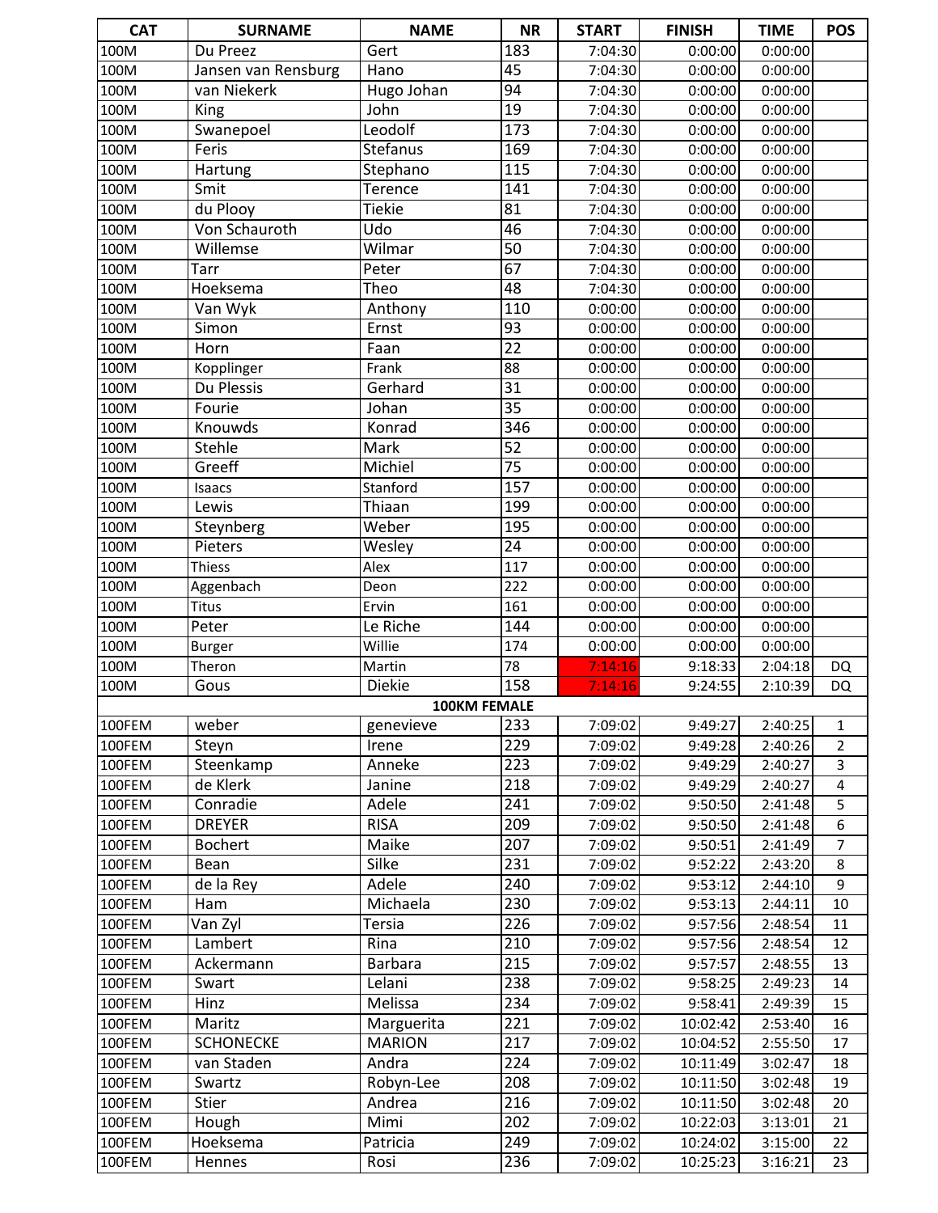| CAT | SURNAME | NAME | NR | START | FINISH | TIME | POS |
|---|---|---|---|---|---|---|---|
| 100M | Du Preez | Gert | 183 | 7:04:30 | 0:00:00 | 0:00:00 | |
| 100M | Jansen van Rensburg | Hano | 45 | 7:04:30 | 0:00:00 | 0:00:00 | |
| 100M | van Niekerk | Hugo Johan | 94 | 7:04:30 | 0:00:00 | 0:00:00 | |
| 100M | King | John | 19 | 7:04:30 | 0:00:00 | 0:00:00 | |
| 100M | Swanepoel | Leodolf | 173 | 7:04:30 | 0:00:00 | 0:00:00 | |
| 100M | Feris | Stefanus | 169 | 7:04:30 | 0:00:00 | 0:00:00 | |
| 100M | Hartung | Stephano | 115 | 7:04:30 | 0:00:00 | 0:00:00 | |
| 100M | Smit | Terence | 141 | 7:04:30 | 0:00:00 | 0:00:00 | |
| 100M | du Plooy | Tiekie | 81 | 7:04:30 | 0:00:00 | 0:00:00 | |
| 100M | Von Schauroth | Udo | 46 | 7:04:30 | 0:00:00 | 0:00:00 | |
| 100M | Willemse | Wilmar | 50 | 7:04:30 | 0:00:00 | 0:00:00 | |
| 100M | Tarr | Peter | 67 | 7:04:30 | 0:00:00 | 0:00:00 | |
| 100M | Hoeksema | Theo | 48 | 7:04:30 | 0:00:00 | 0:00:00 | |
| 100M | Van Wyk | Anthony | 110 | 0:00:00 | 0:00:00 | 0:00:00 | |
| 100M | Simon | Ernst | 93 | 0:00:00 | 0:00:00 | 0:00:00 | |
| 100M | Horn | Faan | 22 | 0:00:00 | 0:00:00 | 0:00:00 | |
| 100M | Kopplinger | Frank | 88 | 0:00:00 | 0:00:00 | 0:00:00 | |
| 100M | Du Plessis | Gerhard | 31 | 0:00:00 | 0:00:00 | 0:00:00 | |
| 100M | Fourie | Johan | 35 | 0:00:00 | 0:00:00 | 0:00:00 | |
| 100M | Knouwds | Konrad | 346 | 0:00:00 | 0:00:00 | 0:00:00 | |
| 100M | Stehle | Mark | 52 | 0:00:00 | 0:00:00 | 0:00:00 | |
| 100M | Greeff | Michiel | 75 | 0:00:00 | 0:00:00 | 0:00:00 | |
| 100M | Isaacs | Stanford | 157 | 0:00:00 | 0:00:00 | 0:00:00 | |
| 100M | Lewis | Thiaan | 199 | 0:00:00 | 0:00:00 | 0:00:00 | |
| 100M | Steynberg | Weber | 195 | 0:00:00 | 0:00:00 | 0:00:00 | |
| 100M | Pieters | Wesley | 24 | 0:00:00 | 0:00:00 | 0:00:00 | |
| 100M | Thiess | Alex | 117 | 0:00:00 | 0:00:00 | 0:00:00 | |
| 100M | Aggenbach | Deon | 222 | 0:00:00 | 0:00:00 | 0:00:00 | |
| 100M | Titus | Ervin | 161 | 0:00:00 | 0:00:00 | 0:00:00 | |
| 100M | Peter | Le Riche | 144 | 0:00:00 | 0:00:00 | 0:00:00 | |
| 100M | Burger | Willie | 174 | 0:00:00 | 0:00:00 | 0:00:00 | |
| 100M | Theron | Martin | 78 | 7:14:16 | 9:18:33 | 2:04:18 | DQ |
| 100M | Gous | Diekie | 158 | 7:14:16 | 9:24:55 | 2:10:39 | DQ |
| | | **100KM FEMALE** | | | | | |
| 100FEM | weber | genevieve | 233 | 7:09:02 | 9:49:27 | 2:40:25 | 1 |
| 100FEM | Steyn | Irene | 229 | 7:09:02 | 9:49:28 | 2:40:26 | 2 |
| 100FEM | Steenkamp | Anneke | 223 | 7:09:02 | 9:49:29 | 2:40:27 | 3 |
| 100FEM | de Klerk | Janine | 218 | 7:09:02 | 9:49:29 | 2:40:27 | 4 |
| 100FEM | Conradie | Adele | 241 | 7:09:02 | 9:50:50 | 2:41:48 | 5 |
| 100FEM | DREYER | RISA | 209 | 7:09:02 | 9:50:50 | 2:41:48 | 6 |
| 100FEM | Bochert | Maike | 207 | 7:09:02 | 9:50:51 | 2:41:49 | 7 |
| 100FEM | Bean | Silke | 231 | 7:09:02 | 9:52:22 | 2:43:20 | 8 |
| 100FEM | de la Rey | Adele | 240 | 7:09:02 | 9:53:12 | 2:44:10 | 9 |
| 100FEM | Ham | Michaela | 230 | 7:09:02 | 9:53:13 | 2:44:11 | 10 |
| 100FEM | Van Zyl | Tersia | 226 | 7:09:02 | 9:57:56 | 2:48:54 | 11 |
| 100FEM | Lambert | Rina | 210 | 7:09:02 | 9:57:56 | 2:48:54 | 12 |
| 100FEM | Ackermann | Barbara | 215 | 7:09:02 | 9:57:57 | 2:48:55 | 13 |
| 100FEM | Swart | Lelani | 238 | 7:09:02 | 9:58:25 | 2:49:23 | 14 |
| 100FEM | Hinz | Melissa | 234 | 7:09:02 | 9:58:41 | 2:49:39 | 15 |
| 100FEM | Maritz | Marguerita | 221 | 7:09:02 | 10:02:42 | 2:53:40 | 16 |
| 100FEM | SCHONECKE | MARION | 217 | 7:09:02 | 10:04:52 | 2:55:50 | 17 |
| 100FEM | van Staden | Andra | 224 | 7:09:02 | 10:11:49 | 3:02:47 | 18 |
| 100FEM | Swartz | Robyn-Lee | 208 | 7:09:02 | 10:11:50 | 3:02:48 | 19 |
| 100FEM | Stier | Andrea | 216 | 7:09:02 | 10:11:50 | 3:02:48 | 20 |
| 100FEM | Hough | Mimi | 202 | 7:09:02 | 10:22:03 | 3:13:01 | 21 |
| 100FEM | Hoeksema | Patricia | 249 | 7:09:02 | 10:24:02 | 3:15:00 | 22 |
| 100FEM | Hennes | Rosi | 236 | 7:09:02 | 10:25:23 | 3:16:21 | 23 |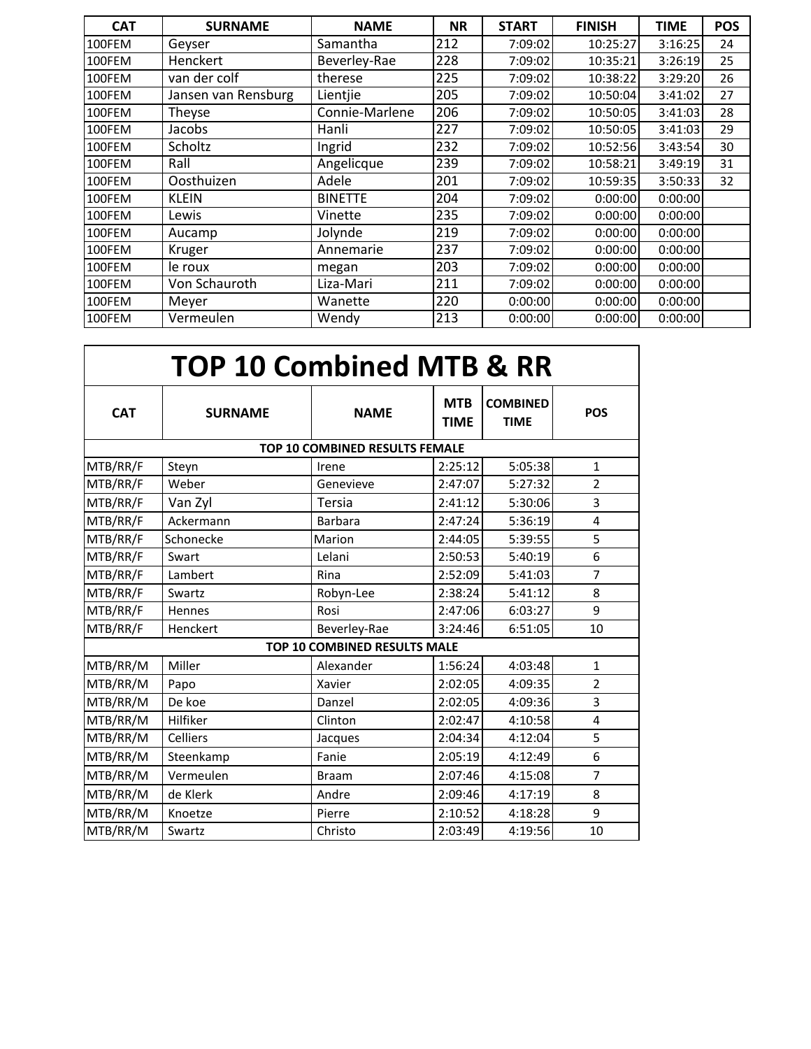| CAT | SURNAME | NAME | NR | START | FINISH | TIME | POS |
|---|---|---|---|---|---|---|---|
| 100FEM | Geyser | Samantha | 212 | 7:09:02 | 10:25:27 | 3:16:25 | 24 |
| 100FEM | Henckert | Beverley-Rae | 228 | 7:09:02 | 10:35:21 | 3:26:19 | 25 |
| 100FEM | van der colf | therese | 225 | 7:09:02 | 10:38:22 | 3:29:20 | 26 |
| 100FEM | Jansen van Rensburg | Lientjie | 205 | 7:09:02 | 10:50:04 | 3:41:02 | 27 |
| 100FEM | Theyse | Connie-Marlene | 206 | 7:09:02 | 10:50:05 | 3:41:03 | 28 |
| 100FEM | Jacobs | Hanli | 227 | 7:09:02 | 10:50:05 | 3:41:03 | 29 |
| 100FEM | Scholtz | Ingrid | 232 | 7:09:02 | 10:52:56 | 3:43:54 | 30 |
| 100FEM | Rall | Angelicque | 239 | 7:09:02 | 10:58:21 | 3:49:19 | 31 |
| 100FEM | Oosthuizen | Adele | 201 | 7:09:02 | 10:59:35 | 3:50:33 | 32 |
| 100FEM | KLEIN | BINETTE | 204 | 7:09:02 | 0:00:00 | 0:00:00 | |
| 100FEM | Lewis | Vinette | 235 | 7:09:02 | 0:00:00 | 0:00:00 | |
| 100FEM | Aucamp | Jolynde | 219 | 7:09:02 | 0:00:00 | 0:00:00 | |
| 100FEM | Kruger | Annemarie | 237 | 7:09:02 | 0:00:00 | 0:00:00 | |
| 100FEM | le roux | megan | 203 | 7:09:02 | 0:00:00 | 0:00:00 | |
| 100FEM | Von Schauroth | Liza-Mari | 211 | 7:09:02 | 0:00:00 | 0:00:00 | |
| 100FEM | Meyer | Wanette | 220 | 0:00:00 | 0:00:00 | 0:00:00 | |
| 100FEM | Vermeulen | Wendy | 213 | 0:00:00 | 0:00:00 | 0:00:00 | |

# TOP 10 Combined MTB & RR

| CAT | SURNAME | NAME | MTB TIME | COMBINED TIME | POS |
|---|---|---|---|---|---|
| **TOP 10 COMBINED RESULTS FEMALE** | | | | | |
| MTB/RR/F | Steyn | Irene | 2:25:12 | 5:05:38 | 1 |
| MTB/RR/F | Weber | Genevieve | 2:47:07 | 5:27:32 | 2 |
| MTB/RR/F | Van Zyl | Tersia | 2:41:12 | 5:30:06 | 3 |
| MTB/RR/F | Ackermann | Barbara | 2:47:24 | 5:36:19 | 4 |
| MTB/RR/F | Schonecke | Marion | 2:44:05 | 5:39:55 | 5 |
| MTB/RR/F | Swart | Lelani | 2:50:53 | 5:40:19 | 6 |
| MTB/RR/F | Lambert | Rina | 2:52:09 | 5:41:03 | 7 |
| MTB/RR/F | Swartz | Robyn-Lee | 2:38:24 | 5:41:12 | 8 |
| MTB/RR/F | Hennes | Rosi | 2:47:06 | 6:03:27 | 9 |
| MTB/RR/F | Henckert | Beverley-Rae | 3:24:46 | 6:51:05 | 10 |
| **TOP 10 COMBINED RESULTS MALE** | | | | | |
| MTB/RR/M | Miller | Alexander | 1:56:24 | 4:03:48 | 1 |
| MTB/RR/M | Papo | Xavier | 2:02:05 | 4:09:35 | 2 |
| MTB/RR/M | De koe | Danzel | 2:02:05 | 4:09:36 | 3 |
| MTB/RR/M | Hilfiker | Clinton | 2:02:47 | 4:10:58 | 4 |
| MTB/RR/M | Celliers | Jacques | 2:04:34 | 4:12:04 | 5 |
| MTB/RR/M | Steenkamp | Fanie | 2:05:19 | 4:12:49 | 6 |
| MTB/RR/M | Vermeulen | Braam | 2:07:46 | 4:15:08 | 7 |
| MTB/RR/M | de Klerk | Andre | 2:09:46 | 4:17:19 | 8 |
| MTB/RR/M | Knoetze | Pierre | 2:10:52 | 4:18:28 | 9 |
| MTB/RR/M | Swartz | Christo | 2:03:49 | 4:19:56 | 10 |